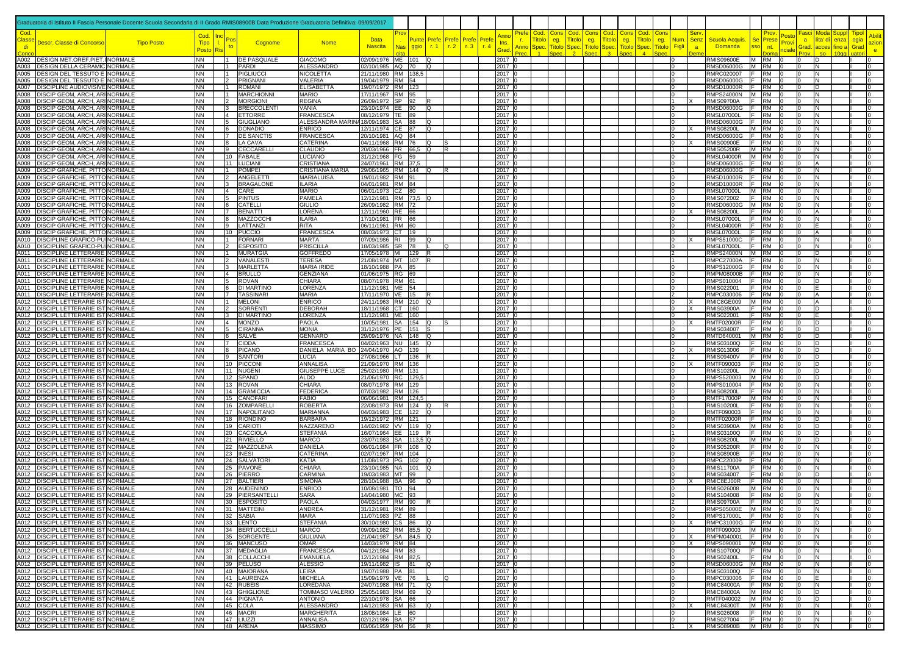Graduatoria di Istituto II Fascia Personale Docente Scuola Secondaria di II Grado RMIS08900B Data Produzione Graduatoria Definitiva: 09/09/2017

| Cod. Classe di Concorso | Descr. Classe di Concorso | Tipo Posto | Cod. Tipo Posto | Inc Ris | Posto | Cognome | Nome | Data Nascita | Prov Nascita | Punteggio | Prefer. 1 | Prefer. 2 | Prefer. 3 | Prefer. 4 | Anno Ins. Grad. | Prefer. Anno Prec. | Cod. Titolo Spec. 1 | Conseg. Titolo Spec. | Cod. Titolo Spec. 2 | Conseg. Titolo Spec. | Cod. Titolo Spec. 3 | Conseg. Titolo Spec. | Cod. Titolo Spec. 4 | Conseg. Titolo Spec. | Num. Figli | Serv. Senza Demerito | Scuola Acquis. Domanda | Sesso | Prov. Presentazione Domanda | Posto Provinciale | Fascia Grad. Prov. | Modalita' di accesso | Suppl. fino a 10gg | Tipologia Graduatoria | Abilitazione |
|---|---|---|---|---|---|---|---|---|---|---|---|---|---|---|---|---|---|---|---|---|---|---|---|---|---|---|---|---|---|---|---|---|---|---|---|
| A002 | DESIGN MET.OREF.PIET.,I | NORMALE | NN | | 1 | DE PASQUALE | GIACOMO | 02/09/1976 | ME | 101 | Q | | | | 2017 | 0 | | | | | | | | | 0 | | RMIS09600E | M | RM | 0 | | D | | I | 0 |
| A003 | DESIGN DELLA CERAMIC | NORMALE | NN | | 1 | PARDI | ALESSANDRO | 02/10/1985 | AQ | 70 | Q | | | | 2017 | 0 | | | | | | | | | 0 | | RMSD06000G | M | RM | 0 | | N | | I | 0 |
| A005 | DESIGN DEL TESSUTO E | NORMALE | NN | | 1 | PIGLIUCCI | NICOLETTA | 21/11/1980 | RM | 138,5 | | | | | 2017 | 0 | | | | | | | | | 0 | | RMRC020007 | F | RM | 0 | | N | | I | 0 |
| A005 | DESIGN DEL TESSUTO E | NORMALE | NN | | 2 | PRIGNANI | VALERIA | 19/04/1979 | RM | 54 | | | | | 2017 | 0 | | | | | | | | | 0 | | RMSD06000G | F | RM | 0 | | N | | I | 0 |
| A007 | DISCIPLINE AUDIOVISIVE | NORMALE | NN | | 1 | ROMANI | ELISABETTA | 19/07/1972 | RM | 123 | | | | | 2017 | 0 | | | | | | | | | 0 | | RMSD10000R | F | RM | 0 | | D | | I | 0 |
| A008 | DISCIP GEOM, ARCH, ARI | NORMALE | NN | | 1 | MARCHIONNI | MARIO | 17/11/1967 | RM | 95 | | | | | 2017 | 0 | | | | | | | | | 0 | | RMPS24000N | M | RM | 0 | | N | | I | 0 |
| A008 | DISCIP GEOM, ARCH, ARI | NORMALE | NN | | 2 | MORGIONI | REGINA | 26/09/1972 | SP | 92 | R | | | | 2017 | 0 | | | | | | | | | 1 | X | RMIS09700A | F | RM | 0 | | N | | I | 0 |
| A008 | DISCIP GEOM, ARCH, ARI | NORMALE | NN | | 3 | BRECCOLENTI | VANIA | 23/10/1974 | EE | 90 | Q | | | | 2017 | 0 | | | | | | | | | 0 | | RMSD06000G | F | RM | 0 | | N | | I | 0 |
| A008 | DISCIP GEOM, ARCH, ARI | NORMALE | NN | | 4 | ETTORRE | FRANCESCA | 08/12/1979 | TE | 89 | | | | | 2017 | 0 | | | | | | | | | 0 | | RMSL07000L | F | RM | 0 | | N | | I | 0 |
| A008 | DISCIP GEOM, ARCH, ARI | NORMALE | NN | | 5 | GIUGLIANO | ALESSANDRA MARINA | 18/09/1983 | SA | 88 | Q | | | | 2017 | 0 | | | | | | | | | 0 | | RMSD06000G | F | RM | 0 | | N | | I | 0 |
| A008 | DISCIP GEOM, ARCH, ARI | NORMALE | NN | | 6 | DONADIO | ENRICO | 12/11/1974 | CE | 87 | Q | | | | 2017 | 0 | | | | | | | | | 0 | X | RMIS08200L | M | RM | 0 | | N | | I | 0 |
| A008 | DISCIP GEOM, ARCH, ARI | NORMALE | NN | | 7 | DE SANCTIS | FRANCESCA | 20/10/1981 | AQ | 84 | | | | | 2017 | 0 | | | | | | | | | 0 | | RMSD06000G | F | RM | 0 | | N | | I | 0 |
| A008 | DISCIP GEOM, ARCH, ARI | NORMALE | NN | | 8 | LA CAVA | CATERINA | 04/11/1968 | RM | 76 | Q | S | | | 2017 | 0 | | | | | | | | | 0 | X | RMIS00900E | F | RM | 0 | | N | | I | 0 |
| A008 | DISCIP GEOM, ARCH, ARI | NORMALE | NN | | 9 | CECCARELLI | CLAUDIO | 20/03/1966 | FR | 66,5 | Q | R | | | 2017 | 0 | | | | | | | | | 1 | | RMIS05200R | M | RM | 0 | | N | | I | 0 |
| A008 | DISCIP GEOM, ARCH, ARI | NORMALE | NN | | 10 | FABALE | LUCIANO | 31/12/1968 | FG | 59 | | | | | 2017 | 0 | | | | | | | | | 0 | | RMSL04000R | M | RM | 0 | | N | | I | 0 |
| A008 | DISCIP GEOM, ARCH, ARI | NORMALE | NN | | 11 | LUCIANI | CRISTIANA | 24/07/1961 | RM | 37,5 | | | | | 2017 | 0 | | | | | | | | | 0 | | RMSD06000G | F | RM | 0 | | A | | I | 0 |
| A009 | DISCIP GRAFICHE, PITTO | NORMALE | NN | | 1 | POMPEI | CRISTIANA MARIA | 29/06/1965 | RM | 144 | Q | R | | | 2017 | 0 | | | | | | | | | 1 | | RMSD06000G | F | RM | 0 | | N | | I | 0 |
| A009 | DISCIP GRAFICHE, PITTO | NORMALE | NN | | 2 | ANGELETTI | MARIALUISA | 19/01/1982 | RM | 91 | | | | | 2017 | 0 | | | | | | | | | 0 | | RMSD10000R | F | RM | 0 | | N | | I | 0 |
| A009 | DISCIP GRAFICHE, PITTO | NORMALE | NN | | 3 | BRAGALONE | ILARIA | 04/01/1981 | RM | 84 | | | | | 2017 | 0 | | | | | | | | | 0 | | RMSD10000R | F | RM | 0 | | N | | I | 0 |
| A009 | DISCIP GRAFICHE, PITTO | NORMALE | NN | | 4 | CARE | MARIO | 06/01/1973 | CZ | 80 | | | | | 2017 | 0 | | | | | | | | | 0 | | RMSL07000L | M | RM | 0 | | N | | I | 0 |
| A009 | DISCIP GRAFICHE, PITTO | NORMALE | NN | | 5 | PINTUS | PAMELA | 12/12/1981 | RM | 73,5 | Q | | | | 2017 | 0 | | | | | | | | | 0 | | RMIS072002 | F | RM | 0 | | N | | I | 0 |
| A009 | DISCIP GRAFICHE, PITTO | NORMALE | NN | | 6 | CATELLI | GIULIO | 26/09/1982 | RM | 72 | | | | | 2017 | 0 | | | | | | | | | 0 | | RMSD06000G | M | RM | 0 | | N | | I | 0 |
| A009 | DISCIP GRAFICHE, PITTO | NORMALE | NN | | 7 | BENATTI | LORENA | 12/11/1960 | RE | 66 | | | | | 2017 | 0 | | | | | | | | | 0 | X | RMIS08200L | F | RM | 0 | | A | | I | 0 |
| A009 | DISCIP GRAFICHE, PITTO | NORMALE | NN | | 8 | MAZZOCCHI | ILARIA | 17/10/1981 | FR | 66 | | | | | 2017 | 0 | | | | | | | | | 0 | | RMSL07000L | F | RM | 0 | | N | | I | 0 |
| A009 | DISCIP GRAFICHE, PITTO | NORMALE | NN | | 9 | LATTANZI | RITA | 06/11/1961 | RM | 60 | | | | | 2017 | 0 | | | | | | | | | 0 | | RMSL04000R | F | RM | 0 | | E | | I | 0 |
| A009 | DISCIP GRAFICHE, PITTO | NORMALE | NN | | 10 | PUCCIO | FRANCESCA | 08/03/1973 | CT | 19 | | | | | 2017 | 0 | | | | | | | | | 0 | | RMSL07000L | F | RM | 0 | | A | | I | 0 |
| A010 | DISCIPLINE GRAFICO-PUI | NORMALE | NN | | 1 | FORNARI | MARTA | 07/09/1986 | RI | 99 | Q | | | | 2017 | 0 | | | | | | | | | 0 | X | RMPS51000C | F | RM | 0 | | N | | I | 0 |
| A010 | DISCIPLINE GRAFICO-PUI | NORMALE | NN | | 2 | ESPOSITO | PRISCILLA | 18/03/1985 | SR | 78 | L | Q | | | 2017 | 0 | | | | | | | | | 0 | | RMSL07000L | F | RM | 0 | | N | | I | 0 |
| A011 | DISCIPLINE LETTERARIE | NORMALE | NN | | 1 | MURATGIA | GOFFREDO | 17/05/1978 | MI | 129 | R | | | | 2017 | 0 | | | | | | | | | 2 | | RMPS24000N | M | RM | 0 | | D | | I | 0 |
| A011 | DISCIPLINE LETTERARIE | NORMALE | NN | | 2 | VANALESTI | TERESA | 21/08/1974 | MT | 107 | R | | | | 2017 | 0 | | | | | | | | | 1 | | RMPC27000A | F | RM | 0 | | N | | I | 0 |
| A011 | DISCIPLINE LETTERARIE | NORMALE | NN | | 3 | MARLETTA | MARIA IRIDE | 18/10/1988 | PA | 85 | | | | | 2017 | 0 | | | | | | | | | 0 | | RMPS12000G | F | RM | 0 | | N | | I | 0 |
| A011 | DISCIPLINE LETTERARIE | NORMALE | NN | | 4 | BRULLO | GENZIANA | 01/06/1975 | RG | 69 | | | | | 2017 | 0 | | | | | | | | | 0 | | RMPM08000B | F | RM | 0 | | N | | I | 0 |
| A011 | DISCIPLINE LETTERARIE | NORMALE | NN | | 5 | ROVAN | CHIARA | 08/07/1978 | RM | 61 | | | | | 2017 | 0 | | | | | | | | | 0 | | RMPS010004 | F | RM | 0 | | D | | I | 0 |
| A011 | DISCIPLINE LETTERARIE | NORMALE | NN | | 6 | DI MARTINO | LORENZA | 11/12/1981 | ME | 54 | | | | | 2017 | 0 | | | | | | | | | 0 | | RMIS022001 | F | RM | 0 | | E | | I | 0 |
| A011 | DISCIPLINE LETTERARIE | NORMALE | NN | | 7 | TASSINARI | MARIA | 17/11/1970 | VE | 15 | R | | | | 2017 | 0 | | | | | | | | | 2 | | RMPC030006 | F | RM | 0 | | A | | I | 0 |
| A012 | DISCIPL LETTERARIE IST | NORMALE | NN | | 1 | MELONI | ENRICO | 24/11/1963 | RM | 210 | Q | | | | 2017 | 0 | | | | | | | | | 0 | X | RMIC8GE009 | M | RM | 0 | | A | | I | 0 |
| A012 | DISCIPL LETTERARIE IST | NORMALE | NN | | 2 | SORRENTI | DEBORAH | 18/11/1968 | CT | 160 | | | | | 2017 | 0 | | | | | | | | | 0 | X | RMIS03900A | F | RM | 0 | | D | | I | 0 |
| A012 | DISCIPL LETTERARIE IST | NORMALE | NN | | 3 | DI MARTINO | LORENZA | 11/12/1981 | ME | 160 | | | | | 2017 | 0 | | | | | | | | | 0 | | RMIS022001 | F | RM | 0 | | E | | I | 0 |
| A012 | DISCIPL LETTERARIE IST | NORMALE | NN | | 4 | MONZO | PAOLA | 10/05/1981 | SA | 154 | Q | S | | | 2017 | 0 | | | | | | | | | 0 | X | RMTF02000R | F | RM | 0 | | D | | I | 0 |
| A012 | DISCIPL LETTERARIE IST | NORMALE | NN | | 5 | CIRANNA | MONIA | 31/12/1976 | PE | 151 | S | | | | 2017 | 0 | | | | | | | | | 0 | | RMIS034007 | F | RM | 0 | | D | | I | 0 |
| A012 | DISCIPL LETTERARIE IST | NORMALE | NN | | 6 | SALVE | GENNARO | 29/09/1976 | NA | 148 | Q | | | | 2017 | 0 | | | | | | | | | 0 | | RMTD640001 | M | RM | 0 | | D | | I | 0 |
| A012 | DISCIPL LETTERARIE IST | NORMALE | NN | | 7 | CIDDA | FRANCESCA | 04/02/1963 | NU | 145 | Q | | | | 2017 | 0 | | | | | | | | | 0 | | RMIS03100Q | F | RM | 0 | | D | | I | 0 |
| A012 | DISCIPL LETTERARIE IST | NORMALE | NN | | 8 | PICANO | DANIELA MARIA BO | 24/04/1970 | AO | 139 | | | | | 2017 | 0 | | | | | | | | | 0 | X | RMIS013006 | F | RM | 0 | | D | | I | 0 |
| A012 | DISCIPL LETTERARIE IST | NORMALE | NN | | 9 | SANTORI | LUCIA | 27/08/1966 | LT | 136 | R | | | | 2017 | 0 | | | | | | | | | 2 | | RMIS09400V | F | RM | 0 | | D | | I | 0 |
| A012 | DISCIPL LETTERARIE IST | NORMALE | NN | | 10 | PICCONI | ANNALISA | 21/09/1970 | RM | 136 | | | | | 2017 | 0 | | | | | | | | | 0 | X | RMTF090003 | F | RM | 0 | | D | | I | 0 |
| A012 | DISCIPL LETTERARIE IST | NORMALE | NN | | 11 | NUGENI | GIUSEPPE LUCE | 25/02/1980 | RM | 131 | | | | | 2017 | 0 | | | | | | | | | 0 | | RMIS10200L | M | RM | 0 | | D | | I | 0 |
| A012 | DISCIPL LETTERARIE IST | NORMALE | NN | | 12 | SPANO | ALDO | 21/06/1970 | RC | 129,5 | | | | | 2017 | 0 | | | | | | | | | 0 | | RMPS520003 | M | RM | 0 | | D | | I | 0 |
| A012 | DISCIPL LETTERARIE IST | NORMALE | NN | | 13 | ROVAN | CHIARA | 08/07/1978 | RM | 129 | | | | | 2017 | 0 | | | | | | | | | 0 | | RMPS010004 | F | RM | 0 | | N | | I | 0 |
| A012 | DISCIPL LETTERARIE IST | NORMALE | NN | | 14 | GRAMICCIA | FEDERICA | 07/03/1982 | RM | 126 | | | | | 2017 | 0 | | | | | | | | | 0 | | RMIS08200L | F | RM | 0 | | N | | I | 0 |
| A012 | DISCIPL LETTERARIE IST | NORMALE | NN | | 15 | CANOFARI | FABIO | 06/06/1981 | RM | 124,5 | | | | | 2017 | 0 | | | | | | | | | 0 | | RMTF17000P | M | RM | 0 | | N | | I | 0 |
| A012 | DISCIPL LETTERARIE IST | NORMALE | NN | | 16 | ZOMPARELLI | ROBERTA | 22/08/1973 | RM | 124 | Q | R | | | 2017 | 0 | | | | | | | | | 1 | | RMIS10200L | F | RM | 0 | | N | | I | 0 |
| A012 | DISCIPL LETTERARIE IST | NORMALE | NN | | 17 | NAPOLITANO | MARIANNA | 04/03/1983 | CE | 122 | Q | | | | 2017 | 0 | | | | | | | | | 0 | | RMTF090003 | F | RM | 0 | | N | | I | 0 |
| A012 | DISCIPL LETTERARIE IST | NORMALE | NN | | 18 | RIONDINO | BARBARA | 19/12/1972 | RM | 121 | | | | | 2017 | 0 | | | | | | | | | 0 | | RMTF02000R | F | RM | 0 | | D | | I | 0 |
| A012 | DISCIPL LETTERARIE IST | NORMALE | NN | | 19 | CARIOTI | NAZZARENO | 14/02/1982 | VV | 119 | Q | | | | 2017 | 0 | | | | | | | | | 0 | | RMIS03900A | M | RM | 0 | | D | | I | 0 |
| A012 | DISCIPL LETTERARIE IST | NORMALE | NN | | 20 | CACCIOLA | STEFANIA | 16/07/1964 | EE | 119 | R | | | | 2017 | 0 | | | | | | | | | 1 | | RMIS03100Q | F | RM | 0 | | D | | I | 0 |
| A012 | DISCIPL LETTERARIE IST | NORMALE | NN | | 21 | RIVIELLO | MARCO | 23/07/1983 | SA | 113,5 | Q | | | | 2017 | 0 | | | | | | | | | 0 | | RMIS08200L | M | RM | 0 | | D | | I | 0 |
| A012 | DISCIPL LETTERARIE IST | NORMALE | NN | | 22 | MAZZOLENA | DANIELA | 06/01/1984 | FR | 108 | Q | | | | 2017 | 0 | | | | | | | | | 0 | | RMIS05200R | F | RM | 0 | | N | | I | 0 |
| A012 | DISCIPL LETTERARIE IST | NORMALE | NN | | 23 | INESI | CATERINA | 02/07/1967 | RM | 104 | | | | | 2017 | 0 | | | | | | | | | 0 | | RMIS08900B | F | RM | 0 | | N | | I | 0 |
| A012 | DISCIPL LETTERARIE IST | NORMALE | NN | | 24 | SALVATORI | KATIA | 11/08/1973 | PG | 102 | Q | | | | 2017 | 0 | | | | | | | | | 0 | | RMPC220009 | F | RM | 0 | | N | | I | 0 |
| A012 | DISCIPL LETTERARIE IST | NORMALE | NN | | 25 | PAVONE | CHIARA | 23/10/1985 | NA | 101 | Q | | | | 2017 | 0 | | | | | | | | | 0 | | RMIS11700A | F | RM | 0 | | N | | I | 0 |
| A012 | DISCIPL LETTERARIE IST | NORMALE | NN | | 26 | PIERRO | CARMINA | 19/03/1983 | MT | 99 | | | | | 2017 | 0 | | | | | | | | | 0 | | RMIS034007 | F | RM | 0 | | D | | I | 0 |
| A012 | DISCIPL LETTERARIE IST | NORMALE | NN | | 27 | BALTIERI | SIMONA | 28/10/1988 | BA | 96 | Q | | | | 2017 | 0 | | | | | | | | | 0 | X | RMIC8EJ00R | F | RM | 0 | | N | | I | 0 |
| A012 | DISCIPL LETTERARIE IST | NORMALE | NN | | 28 | AUDENINO | ENRICO | 10/08/1981 | TO | 94 | | | | | 2017 | 0 | | | | | | | | | 0 | | RMIS026008 | M | RM | 0 | | N | | I | 0 |
| A012 | DISCIPL LETTERARIE IST | NORMALE | NN | | 29 | PIERSANTELLI | SARA | 14/04/1980 | MC | 93 | | | | | 2017 | 0 | | | | | | | | | 0 | | RMIS104008 | F | RM | 0 | | N | | I | 0 |
| A012 | DISCIPL LETTERARIE IST | NORMALE | NN | | 30 | ESPOSITO | PAOLA | 04/03/1977 | RM | 90 | R | | | | 2017 | 0 | | | | | | | | | 2 | | RMIS09700A | F | RM | 0 | | D | | I | 0 |
| A012 | DISCIPL LETTERARIE IST | NORMALE | NN | | 31 | MATTEINI | ANDREA | 31/12/1981 | RM | 89 | | | | | 2017 | 0 | | | | | | | | | 0 | | RMPS05000E | M | RM | 0 | | N | | I | 0 |
| A012 | DISCIPL LETTERARIE IST | NORMALE | NN | | 32 | SABIA | MARA | 11/07/1983 | PZ | 88 | | | | | 2017 | 0 | | | | | | | | | 0 | | RMPS17000L | F | RM | 0 | | N | | I | 0 |
| A012 | DISCIPL LETTERARIE IST | NORMALE | NN | | 33 | LENTO | STEFANIA | 30/10/1980 | CS | 86 | Q | | | | 2017 | 0 | | | | | | | | | 0 | X | RMPC31000G | F | RM | 0 | | D | | I | 0 |
| A012 | DISCIPL LETTERARIE IST | NORMALE | NN | | 34 | BERTUCCELLI | MARCO | 09/09/1982 | RM | 85,5 | Q | | | | 2017 | 0 | | | | | | | | | 0 | | RMTF090003 | M | RM | 0 | | N | | I | 0 |
| A012 | DISCIPL LETTERARIE IST | NORMALE | NN | | 35 | SORGENTE | GIULIANA | 21/04/1987 | SA | 84,5 | Q | | | | 2017 | 0 | | | | | | | | | 0 | X | RMPM040001 | F | RM | 0 | | N | | I | 0 |
| A012 | DISCIPL LETTERARIE IST | NORMALE | NN | | 36 | MANCUSO | OMAR | 14/03/1979 | RM | 84 | | | | | 2017 | 0 | | | | | | | | | 0 | X | RMPS090001 | M | RM | 0 | | N | | I | 0 |
| A012 | DISCIPL LETTERARIE IST | NORMALE | NN | | 37 | MEDAGLIA | FRANCESCA | 04/12/1984 | RM | 83 | | | | | 2017 | 0 | | | | | | | | | 0 | | RMIS10700Q | F | RM | 0 | | N | | I | 0 |
| A012 | DISCIPL LETTERARIE IST | NORMALE | NN | | 38 | COLLACCHI | EMANUELA | 12/12/1984 | RM | 82,5 | | | | | 2017 | 0 | | | | | | | | | 0 | | RMIS02400L | F | RM | 0 | | N | | I | 0 |
| A012 | DISCIPL LETTERARIE IST | NORMALE | NN | | 39 | PELUSO | ALESSIO | 19/11/1982 | IS | 81 | Q | | | | 2017 | 0 | | | | | | | | | 0 | | RMSD06000G | M | RM | 0 | | N | | I | 0 |
| A012 | DISCIPL LETTERARIE IST | NORMALE | NN | | 40 | MAIORANA | LEIRA | 19/07/1988 | PA | 81 | | | | | 2017 | 0 | | | | | | | | | 0 | | RMIS03100Q | F | RM | 0 | | N | | I | 0 |
| A012 | DISCIPL LETTERARIE IST | NORMALE | NN | | 41 | LAURENZA | MICHELA | 15/09/1979 | VE | 76 | L | Q | | | 2017 | 0 | | | | | | | | | 0 | | RMPC030006 | F | RM | 0 | | E | | I | 0 |
| A012 | DISCIPL LETTERARIE IST | NORMALE | NN | | 42 | RUBEIS | LOREDANA | 24/07/1988 | RM | 71 | Q | | | | 2017 | 0 | | | | | | | | | 0 | | RMIC84000A | F | RM | 0 | | N | | I | 0 |
| A012 | DISCIPL LETTERARIE IST | NORMALE | NN | | 43 | GHIGLIONE | TOMMASO VALERIO | 25/05/1983 | RM | 69 | Q | | | | 2017 | 0 | | | | | | | | | 0 | | RMIC84000A | M | RM | 0 | | N | | I | 0 |
| A012 | DISCIPL LETTERARIE IST | NORMALE | NN | | 44 | PIGNATA | ANTONIO | 22/10/1978 | SA | 66 | | | | | 2017 | 0 | | | | | | | | | 0 | | RMTF040002 | M | RM | 0 | | D | | I | 0 |
| A012 | DISCIPL LETTERARIE IST | NORMALE | NN | | 45 | COLA | ALESSANDRO | 14/12/1983 | RM | 63 | Q | | | | 2017 | 0 | | | | | | | | | 0 | X | RMIC84300T | M | RM | 0 | | N | | I | 0 |
| A012 | DISCIPL LETTERARIE IST | NORMALE | NN | | 46 | MACRI | MARGHERITA | 18/08/1984 | LE | 60 | | | | | 2017 | 0 | | | | | | | | | 0 | | RMIS026008 | F | RM | 0 | | N | | I | 0 |
| A012 | DISCIPL LETTERARIE IST | NORMALE | NN | | 47 | LIUZZI | ANNALISA | 02/12/1986 | BA | 57 | | | | | 2017 | 0 | | | | | | | | | 0 | | RMIS027004 | F | RM | 0 | | N | | I | 0 |
| A012 | DISCIPL LETTERARIE IST | NORMALE | NN | | 48 | ARENA | MASSIMO | 03/06/1959 | RM | 56 | R | | | | 2017 | 0 | | | | | | | | | 1 | X | RMIS08900B | M | RM | 0 | | N | | I | 0 |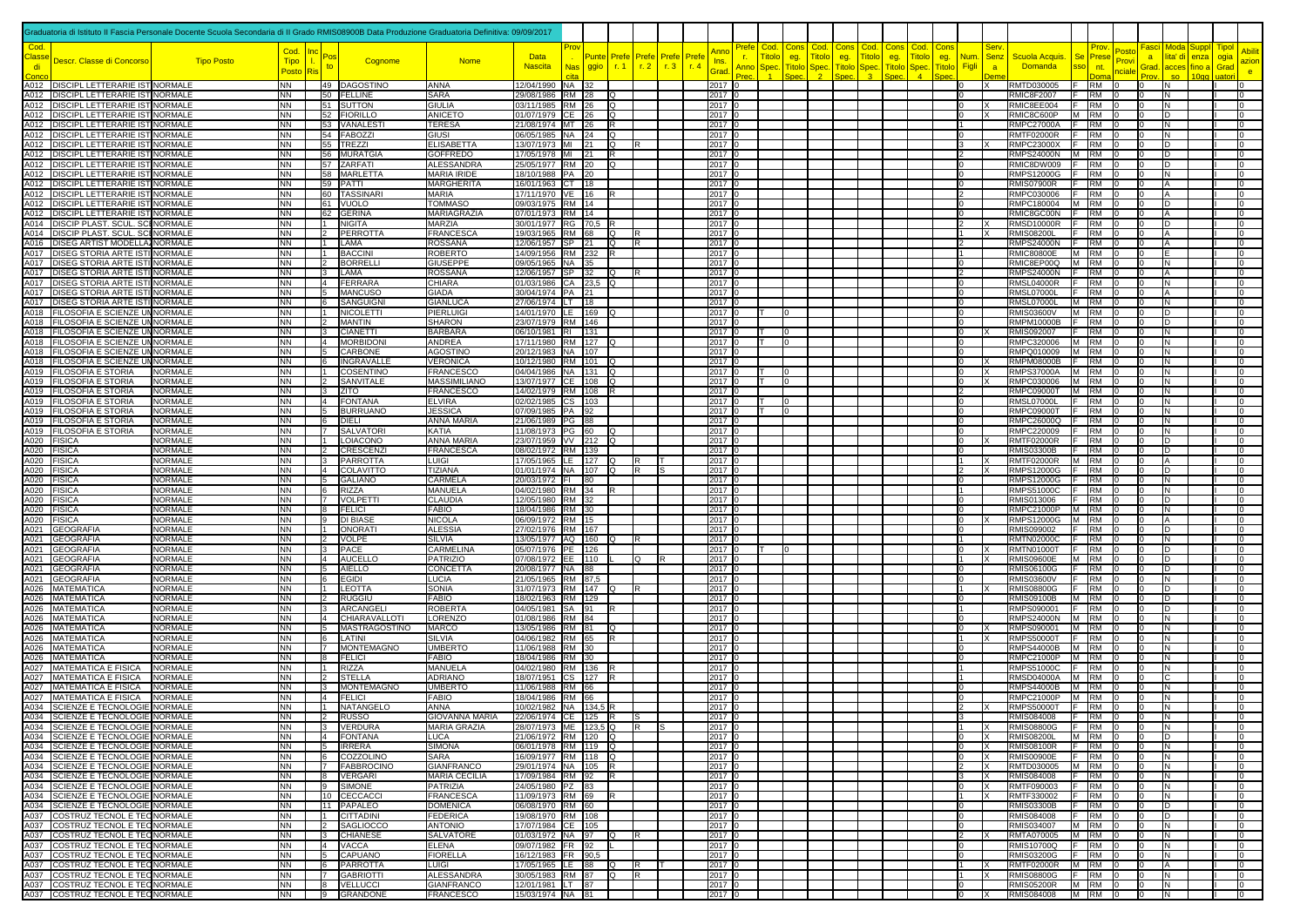# Graduatoria di Istituto II Fascia Personale Docente Scuola Secondaria di II Grado RMIS08900B Data Produzione Graduatoria Definitiva: 09/09/2017

| Cod. Classe di Concorso | Descr. Classe di Concorso | Tipo Posto | Cod. Tipo Posto | Inc. Ris | Posto | Cognome | Nome | Data Nascita | Prov. Nascita | Punteggio | Prefer. 1 | Prefer. 2 | Prefer. 3 | Prefer. 4 | Anno Ins. Grad. | Prefer. Anno Prec. | Cod. Titolo Spec. 1 | Conseg. Titolo Spec. 1 | Cod. Titolo Spec. 2 | Conseg. Titolo Spec. 2 | Cod. Titolo Spec. 3 | Conseg. Titolo Spec. 3 | Cod. Titolo Spec. 4 | Conseg. Titolo Spec. 4 | Num. Figli | Serv. Senza Demerito | Scuola Acquis. Domanda | Sesso | Prov. Presentaz. | Posto Provinciale | Fascia Grad. Prov. | Modalità di accesso | Supplenza fino a 10gg | Tipologia Graduatoria | Abilitazione |
|---|---|---|---|---|---|---|---|---|---|---|---|---|---|---|---|---|---|---|---|---|---|---|---|---|---|---|---|---|---|---|---|---|---|---|---|
| A012 | DISCIPL LETTERARIE IST | NORMALE | NN | | 49 | DAGOSTINO | ANNA | 12/04/1990 | NA | 32 | | | | | 2017 | 0 | | | | | | | | | 0 | X | RMTD030005 | F | RM | 0 | 0 | N | | I | 0 |
| A012 | DISCIPL LETTERARIE IST | NORMALE | NN | | 50 | FELLINE | SARA | 29/08/1986 | RM | 28 | Q | | | | 2017 | 0 | | | | | | | | | 0 | | RMIC8F2007 | F | RM | 0 | 0 | N | | I | 0 |
| A012 | DISCIPL LETTERARIE IST | NORMALE | NN | | 51 | SUTTON | GIULIA | 03/11/1985 | RM | 26 | Q | | | | 2017 | 0 | | | | | | | | | 0 | X | RMIC8EE004 | F | RM | 0 | 0 | N | | I | 0 |
| A012 | DISCIPL LETTERARIE IST | NORMALE | NN | | 52 | FIORILLO | ANICETO | 01/07/1979 | CE | 26 | Q | | | | 2017 | 0 | | | | | | | | | 0 | X | RMIC8C600P | M | RM | 0 | 0 | D | | I | 0 |
| A012 | DISCIPL LETTERARIE IST | NORMALE | NN | | 53 | VANALESTI | TERESA | 21/08/1974 | MT | 26 | R | | | | 2017 | 0 | | | | | | | | | 1 | | RMPC27000A | F | RM | 0 | 0 | N | | I | 0 |
| A012 | DISCIPL LETTERARIE IST | NORMALE | NN | | 54 | FABOZZI | GIUSI | 06/05/1985 | NA | 24 | Q | | | | 2017 | 0 | | | | | | | | | 0 | | RMTF02000R | F | RM | 0 | 0 | N | | I | 0 |
| A012 | DISCIPL LETTERARIE IST | NORMALE | NN | | 55 | TREZZI | ELISABETTA | 13/07/1973 | MI | 21 | Q | R | | | 2017 | 0 | | | | | | | | | 3 | X | RMPC23000X | F | RM | 0 | 0 | D | | I | 0 |
| A012 | DISCIPL LETTERARIE IST | NORMALE | NN | | 56 | MURATGIA | GOFFREDO | 17/05/1978 | MI | 21 | R | | | | 2017 | 0 | | | | | | | | | 2 | | RMPS24000N | M | RM | 0 | 0 | D | | I | 0 |
| A012 | DISCIPL LETTERARIE IST | NORMALE | NN | | 57 | ZARFATTI | ALESSANDRA | 25/05/1977 | RM | 20 | Q | | | | 2017 | 0 | | | | | | | | | 0 | | RMIC8DW009 | F | RM | 0 | 0 | D | | I | 0 |
| A012 | DISCIPL LETTERARIE IST | NORMALE | NN | | 58 | MARLETTA | MARIA IRIDE | 18/10/1988 | PA | 20 | | | | | 2017 | 0 | | | | | | | | | 0 | | RMPS12000G | F | RM | 0 | 0 | N | | I | 0 |
| A012 | DISCIPL LETTERARIE IST | NORMALE | NN | | 59 | PATTI | MARGHERITA | 16/01/1963 | CT | 18 | | | | | 2017 | 0 | | | | | | | | | 0 | | RMIS07900R | F | RM | 0 | 0 | A | | I | 0 |
| A012 | DISCIPL LETTERARIE IST | NORMALE | NN | | 60 | TASSINARI | MARIA | 17/11/1970 | VE | 16 | R | | | | 2017 | 0 | | | | | | | | | 2 | | RMPC030006 | F | RM | 0 | 0 | A | | I | 0 |
| A012 | DISCIPL LETTERARIE IST | NORMALE | NN | | 61 | VUOLO | TOMMASO | 09/03/1975 | RM | 14 | | | | | 2017 | 0 | | | | | | | | | 0 | | RMPC180004 | M | RM | 0 | 0 | D | | I | 0 |
| A012 | DISCIPL LETTERARIE IST | NORMALE | NN | | 62 | GERINA | MARIAGRAZIA | 07/01/1973 | RM | 14 | | | | | 2017 | 0 | | | | | | | | | 0 | | RMIC8GC00N | F | RM | 0 | 0 | A | | I | 0 |
| A014 | DISCIP PLAST. SCULT. SCE | NORMALE | NN | | 1 | NIGITA | MARZIA | 30/01/1977 | RG | 70,5 | R | | | | 2017 | 0 | | | | | | | | | 2 | X | RMSD10000R | F | RM | 0 | 0 | D | | I | 0 |
| A014 | DISCIP PLAST. SCULT. SCE | NORMALE | NN | | 2 | PERROTTA | FRANCESCA | 19/03/1965 | RM | 68 | Q | | R | | 2017 | 0 | | | | | | | | | 1 | X | RMIS08200L | F | RM | 0 | 0 | A | | I | 0 |
| A016 | DISEG ARTIST MODELLA | NORMALE | NN | | 1 | LAMA | ROSSANA | 12/06/1957 | SP | 21 | Q | | R | | 2017 | 0 | | | | | | | | | 2 | | RMPS24000N | F | RM | 0 | 0 | A | | I | 0 |
| A017 | DISEG STORIA ARTE ISTI | NORMALE | NN | | 1 | BACCINI | ROBERTO | 14/09/1956 | RM | 232 | R | | | | 2017 | 0 | | | | | | | | | 1 | | RMIC80800E | M | RM | 0 | 0 | E | | I | 0 |
| A017 | DISEG STORIA ARTE ISTI | NORMALE | NN | | 2 | BORRELLI | GIUSEPPE | 09/05/1965 | NA | 35 | | | | | 2017 | 0 | | | | | | | | | 0 | | RMIC8EP00Q | M | RM | 0 | 0 | N | | I | 0 |
| A017 | DISEG STORIA ARTE ISTI | NORMALE | NN | | 3 | LAMA | ROSSANA | 12/06/1957 | SP | 32 | Q | | R | | 2017 | 0 | | | | | | | | | 2 | | RMPS24000N | F | RM | 0 | 0 | A | | I | 0 |
| A017 | DISEG STORIA ARTE ISTI | NORMALE | NN | | 4 | FERRARA | CHIARA | 01/03/1986 | CA | 23,5 | Q | | | | 2017 | 0 | | | | | | | | | 0 | | RMSL04000R | F | RM | 0 | 0 | N | | I | 0 |
| A017 | DISEG STORIA ARTE ISTI | NORMALE | NN | | 5 | MANCUSO | GIADA | 30/04/1974 | PA | 21 | | | | | 2017 | 0 | | | | | | | | | 0 | | RMSL07000L | F | RM | 0 | 0 | A | | I | 0 |
| A017 | DISEG STORIA ARTE ISTI | NORMALE | NN | | 6 | SANGUIGNI | GIANLUCA | 27/06/1974 | LT | 18 | | | | | 2017 | 0 | | | | | | | | | 0 | | RMSL07000L | M | RM | 0 | 0 | N | | I | 0 |
| A018 | FILOSOFIA E SCIENZE UM | NORMALE | NN | | 1 | NICOLETTI | PIERLUIGI | 14/01/1970 | LE | 169 | Q | | | | 2017 | 0 | T | 0 | | | | | | | 0 | | RMIS03600V | M | RM | 0 | 0 | D | | I | 0 |
| A018 | FILOSOFIA E SCIENZE UM | NORMALE | NN | | 2 | MANTIN | SHARON | 23/07/1979 | RM | 146 | | | | | 2017 | 0 | | | | | | | | | 0 | | RMPM10000B | F | RM | 0 | 0 | D | | I | 0 |
| A018 | FILOSOFIA E SCIENZE UM | NORMALE | NN | | 3 | CIANETTI | BARBARA | 06/10/1981 | RI | 131 | | | | | 2017 | 0 | T | 0 | | | | | | | 0 | X | RMIS092007 | F | RM | 0 | 0 | N | | I | 0 |
| A018 | FILOSOFIA E SCIENZE UM | NORMALE | NN | | 4 | MORBIDONI | ANDREA | 17/11/1980 | RM | 127 | Q | | | | 2017 | 0 | T | 0 | | | | | | | 0 | | RMPC320006 | M | RM | 0 | 0 | N | | I | 0 |
| A018 | FILOSOFIA E SCIENZE UM | NORMALE | NN | | 5 | CARBONE | AGOSTINO | 20/12/1983 | NA | 107 | | | | | 2017 | 0 | | | | | | | | | 0 | | RMPQ010009 | M | RM | 0 | 0 | N | | I | 0 |
| A018 | FILOSOFIA E SCIENZE UM | NORMALE | NN | | 6 | INGRAVALLE | VERONICA | 10/12/1980 | RM | 101 | Q | | | | 2017 | 0 | | | | | | | | | 0 | X | RMPM08000B | F | RM | 0 | 0 | N | | I | 0 |
| A019 | FILOSOFIA E STORIA | NORMALE | NN | | 1 | COSENTINO | FRANCESCO | 04/04/1986 | NA | 131 | Q | | | | 2017 | 0 | T | 0 | | | | | | | 0 | X | RMPS37000A | M | RM | 0 | 0 | N | | I | 0 |
| A019 | FILOSOFIA E STORIA | NORMALE | NN | | 2 | SANVITALE | MASSIMILIANO | 13/07/1977 | CE | 108 | Q | | | | 2017 | 0 | T | 0 | | | | | | | 0 | X | RMPC030006 | M | RM | 0 | 0 | N | | I | 0 |
| A019 | FILOSOFIA E STORIA | NORMALE | NN | | 3 | ZITO | FRANCESCO | 14/02/1979 | RM | 108 | R | | | | 2017 | 0 | | | | | | | | | 2 | | RMPC09000T | M | RM | 0 | 0 | N | | I | 0 |
| A019 | FILOSOFIA E STORIA | NORMALE | NN | | 4 | FONTANA | ELVIRA | 02/02/1985 | CS | 103 | | | | | 2017 | 0 | T | 0 | | | | | | | 0 | | RMSL07000L | F | RM | 0 | 0 | N | | I | 0 |
| A019 | FILOSOFIA E STORIA | NORMALE | NN | | 5 | BURRUANO | JESSICA | 07/09/1985 | PA | 92 | | | | | 2017 | 0 | T | 0 | | | | | | | 0 | | RMPC09000T | F | RM | 0 | 0 | N | | I | 0 |
| A019 | FILOSOFIA E STORIA | NORMALE | NN | | 6 | DIELI | ANNA MARIA | 21/06/1989 | PG | 88 | | | | | 2017 | 0 | | | | | | | | | 0 | | RMPC26000Q | F | RM | 0 | 0 | N | | I | 0 |
| A019 | FILOSOFIA E STORIA | NORMALE | NN | | 7 | SALVATORI | KATIA | 11/08/1973 | PG | 60 | Q | | | | 2017 | 0 | | | | | | | | | 0 | | RMPC220009 | F | RM | 0 | 0 | N | | I | 0 |
| A020 | FISICA | NORMALE | NN | | 1 | LOIACONO | ANNA MARIA | 23/07/1959 | VV | 212 | Q | | | | 2017 | 0 | | | | | | | | | 0 | X | RMTF02000R | F | RM | 0 | 0 | D | | I | 0 |
| A020 | FISICA | NORMALE | NN | | 2 | CRESCENZI | FRANCESCA | 08/02/1972 | RM | 139 | | | | | 2017 | 0 | | | | | | | | | 0 | | RMIS03300B | F | RM | 0 | 0 | D | | I | 0 |
| A020 | FISICA | NORMALE | NN | | 3 | PARROTTA | LUIGI | 17/05/1965 | LE | 127 | Q | | R | T | 2017 | 0 | | | | | | | | | 1 | X | RMTF02000R | M | RM | 0 | 0 | A | | I | 0 |
| A020 | FISICA | NORMALE | NN | | 4 | COLAVITTO | TIZIANA | 01/01/1974 | NA | 107 | Q | | R | S | 2017 | 0 | | | | | | | | | 2 | X | RMPS12000G | F | RM | 0 | 0 | D | | I | 0 |
| A020 | FISICA | NORMALE | NN | | 5 | GALIANO | CARMELA | 20/03/1972 | FI | 80 | | | | | 2017 | 0 | | | | | | | | | 0 | | RMPS12000G | F | RM | 0 | 0 | N | | I | 0 |
| A020 | FISICA | NORMALE | NN | | 6 | RIZZA | MANUELA | 04/02/1980 | RM | 34 | R | | | | 2017 | 0 | | | | | | | | | 1 | | RMPS51000C | F | RM | 0 | 0 | N | | I | 0 |
| A020 | FISICA | NORMALE | NN | | 7 | VOLPETTI | CLAUDIA | 12/05/1980 | RM | 32 | | | | | 2017 | 0 | | | | | | | | | 0 | | RMIS013006 | F | RM | 0 | 0 | D | | I | 0 |
| A020 | FISICA | NORMALE | NN | | 8 | FELICI | FABIO | 18/04/1986 | RM | 30 | | | | | 2017 | 0 | | | | | | | | | 0 | | RMPC21000P | M | RM | 0 | 0 | N | | I | 0 |
| A020 | FISICA | NORMALE | NN | | 9 | DI BIASE | NICOLA | 06/09/1972 | RM | 15 | | | | | 2017 | 0 | | | | | | | | | 0 | X | RMPS12000G | M | RM | 0 | 0 | A | | I | 0 |
| A021 | GEOGRAFIA | NORMALE | NN | | 1 | ONORATI | ALESSIA | 27/02/1976 | RM | 167 | | | | | 2017 | 0 | | | | | | | | | 0 | | RMIS099002 | F | RM | 0 | 0 | D | | I | 0 |
| A021 | GEOGRAFIA | NORMALE | NN | | 2 | VOLPE | SILVIA | 13/05/1977 | AQ | 160 | Q | | R | | 2017 | 0 | | | | | | | | | 1 | | RMTN02000C | F | RM | 0 | 0 | N | | I | 0 |
| A021 | GEOGRAFIA | NORMALE | NN | | 3 | PACE | CARMELINA | 05/07/1976 | PE | 126 | | | | | 2017 | 0 | T | 0 | | | | | | | 0 | X | RMTN01000T | F | RM | 0 | 0 | D | | I | 0 |
| A021 | GEOGRAFIA | NORMALE | NN | | 4 | AUCELLO | PATRIZIO | 07/08/1972 | EE | 110 | L | | Q | R | 2017 | 0 | | | | | | | | | 1 | X | RMIS09600E | M | RM | 0 | 0 | D | | I | 0 |
| A021 | GEOGRAFIA | NORMALE | NN | | 5 | AIELLO | CONCETTA | 20/08/1977 | NA | 88 | | | | | 2017 | 0 | | | | | | | | | 0 | | RMIS06100G | F | RM | 0 | 0 | D | | I | 0 |
| A021 | GEOGRAFIA | NORMALE | NN | | 6 | EGIDI | LUCIA | 21/05/1965 | RM | 87,5 | | | | | 2017 | 0 | | | | | | | | | 0 | | RMIS03600V | F | RM | 0 | 0 | N | | I | 0 |
| A026 | MATEMATICA | NORMALE | NN | | 1 | LEOTTA | SONIA | 31/07/1973 | RM | 147 | Q | | R | | 2017 | 0 | | | | | | | | | 1 | X | RMIS08800G | F | RM | 0 | 0 | D | | I | 0 |
| A026 | MATEMATICA | NORMALE | NN | | 2 | RUGGIU | FABIO | 18/02/1963 | RM | 129 | | | | | 2017 | 0 | | | | | | | | | 0 | | RMIS09100B | M | RM | 0 | 0 | D | | I | 0 |
| A026 | MATEMATICA | NORMALE | NN | | 3 | ARCANGELI | ROBERTA | 04/05/1981 | SA | 91 | R | | | | 2017 | 0 | | | | | | | | | 1 | | RMPS090001 | F | RM | 0 | 0 | D | | I | 0 |
| A026 | MATEMATICA | NORMALE | NN | | 4 | CHIARAVALLOTI | LORENZO | 01/08/1986 | RM | 84 | | | | | 2017 | 0 | | | | | | | | | 0 | | RMPS24000N | M | RM | 0 | 0 | N | | I | 0 |
| A026 | MATEMATICA | NORMALE | NN | | 5 | MASTRAGOSTINO | MARCO | 13/05/1986 | RM | 81 | Q | | | | 2017 | 0 | | | | | | | | | 0 | X | RMPS090001 | M | RM | 0 | 0 | N | | I | 0 |
| A026 | MATEMATICA | NORMALE | NN | | 6 | LATINI | SILVIA | 04/06/1982 | RM | 65 | R | | | | 2017 | 0 | | | | | | | | | 1 | X | RMPS50000T | F | RM | 0 | 0 | N | | I | 0 |
| A026 | MATEMATICA | NORMALE | NN | | 7 | MONTEMAGNO | UMBERTO | 11/06/1988 | RM | 30 | | | | | 2017 | 0 | | | | | | | | | 0 | | RMPS44000B | M | RM | 0 | 0 | N | | I | 0 |
| A026 | MATEMATICA | NORMALE | NN | | 8 | FELICI | FABIO | 18/04/1986 | RM | 30 | | | | | 2017 | 0 | | | | | | | | | 0 | | RMPC21000P | M | RM | 0 | 0 | N | | I | 0 |
| A027 | MATEMATICA E FISICA | NORMALE | NN | | 1 | RIZZA | MANUELA | 04/02/1980 | RM | 136 | R | | | | 2017 | 0 | | | | | | | | | 1 | | RMPS51000C | F | RM | 0 | 0 | N | | I | 0 |
| A027 | MATEMATICA E FISICA | NORMALE | NN | | 2 | STELLA | ADRIANO | 18/07/1951 | CS | 127 | R | | | | 2017 | 0 | | | | | | | | | 1 | | RMSD04000A | M | RM | 0 | 0 | C | | I | 0 |
| A027 | MATEMATICA E FISICA | NORMALE | NN | | 3 | MONTEMAGNO | UMBERTO | 11/06/1988 | RM | 66 | | | | | 2017 | 0 | | | | | | | | | 0 | | RMPS44000B | M | RM | 0 | 0 | N | | I | 0 |
| A027 | MATEMATICA E FISICA | NORMALE | NN | | 4 | FELICI | FABIO | 18/04/1986 | RM | 66 | | | | | 2017 | 0 | | | | | | | | | 0 | | RMPC21000P | M | RM | 0 | 0 | N | | I | 0 |
| A034 | SCIENZE E TECNOLOGIE | NORMALE | NN | | 1 | NATANGELO | ANNA | 10/02/1982 | NA | 134,5 | R | | | | 2017 | 0 | | | | | | | | | 2 | X | RMPS50000T | F | RM | 0 | 0 | N | | I | 0 |
| A034 | SCIENZE E TECNOLOGIE | NORMALE | NN | | 2 | RUSSO | GIOVANNA MARIA | 22/06/1974 | CE | 125 | R | | S | | 2017 | 0 | | | | | | | | | 3 | | RMIS084008 | F | RM | 0 | 0 | N | | I | 0 |
| A034 | SCIENZE E TECNOLOGIE | NORMALE | NN | | 3 | VERDURA | MARIA GRAZIA | 28/07/1973 | ME | 123,5 | Q | | R | S | 2017 | 0 | | | | | | | | | 1 | X | RMIS08800G | F | RM | 0 | 0 | N | | I | 0 |
| A034 | SCIENZE E TECNOLOGIE | NORMALE | NN | | 4 | FONTANA | LUCA | 21/06/1972 | RM | 120 | Q | | | | 2017 | 0 | | | | | | | | | 0 | X | RMIS08200L | M | RM | 0 | 0 | D | | I | 0 |
| A034 | SCIENZE E TECNOLOGIE | NORMALE | NN | | 5 | IRRERA | SIMONA | 06/01/1978 | RM | 119 | Q | | | | 2017 | 0 | | | | | | | | | 0 | X | RMIS08100R | F | RM | 0 | 0 | N | | I | 0 |
| A034 | SCIENZE E TECNOLOGIE | NORMALE | NN | | 6 | COZZOLINO | SARA | 16/09/1977 | RM | 118 | Q | | | | 2017 | 0 | | | | | | | | | 0 | X | RMIS00900E | F | RM | 0 | 0 | N | | I | 0 |
| A034 | SCIENZE E TECNOLOGIE | NORMALE | NN | | 7 | FABBROCINO | GIANFRANCO | 29/01/1974 | NA | 105 | R | | | | 2017 | 0 | | | | | | | | | 2 | X | RMTD030005 | M | RM | 0 | 0 | N | | I | 0 |
| A034 | SCIENZE E TECNOLOGIE | NORMALE | NN | | 8 | VERGARI | MARIA CECILIA | 17/09/1984 | RM | 92 | R | | | | 2017 | 0 | | | | | | | | | 3 | X | RMIS084008 | F | RM | 0 | 0 | N | | I | 0 |
| A034 | SCIENZE E TECNOLOGIE | NORMALE | NN | | 9 | SIMONE | PATRIZIA | 24/05/1980 | PZ | 83 | | | | | 2017 | 0 | | | | | | | | | 0 | X | RMTF090003 | F | RM | 0 | 0 | N | | I | 0 |
| A034 | SCIENZE E TECNOLOGIE | NORMALE | NN | | 10 | CECCACCI | FRANCESCA | 11/09/1973 | RM | 69 | R | | | | 2017 | 0 | | | | | | | | | 1 | X | RMTF330002 | F | RM | 0 | 0 | N | | I | 0 |
| A034 | SCIENZE E TECNOLOGIE | NORMALE | NN | | 11 | PAPALEO | DOMENICA | 06/08/1970 | RM | 60 | | | | | 2017 | 0 | | | | | | | | | 0 | | RMIS03300B | F | RM | 0 | 0 | D | | I | 0 |
| A037 | COSTRUZ TECNOL E TEC | NORMALE | NN | | 1 | CITTADINI | FEDERICA | 19/08/1970 | RM | 108 | | | | | 2017 | 0 | | | | | | | | | 0 | | RMIS084008 | F | RM | 0 | 0 | D | | I | 0 |
| A037 | COSTRUZ TECNOL E TEC | NORMALE | NN | | 2 | SAGLIOCCO | ANTONIO | 17/07/1984 | CE | 105 | | | | | 2017 | 0 | | | | | | | | | 0 | | RMIS034007 | M | RM | 0 | 0 | N | | I | 0 |
| A037 | COSTRUZ TECNOL E TEC | NORMALE | NN | | 3 | CHIANESE | SALVATORE | 01/03/1972 | NA | 97 | Q | | R | | 2017 | 0 | | | | | | | | | 2 | X | RMTA070005 | M | RM | 0 | 0 | N | | I | 0 |
| A037 | COSTRUZ TECNOL E TEC | NORMALE | NN | | 4 | VACCA | ELENA | 09/07/1982 | FR | 92 | L | | | | 2017 | 0 | | | | | | | | | 0 | | RMIS10700Q | F | RM | 0 | 0 | N | | I | 0 |
| A037 | COSTRUZ TECNOL E TEC | NORMALE | NN | | 5 | CAPUANO | FIORELLA | 16/12/1983 | FR | 90,5 | | | | | 2017 | 0 | | | | | | | | | 0 | | RMIS03200G | F | RM | 0 | 0 | N | | I | 0 |
| A037 | COSTRUZ TECNOL E TEC | NORMALE | NN | | 6 | PARROTTA | LUIGI | 17/05/1965 | LE | 88 | Q | | R | T | 2017 | 0 | | | | | | | | | 1 | X | RMTF02000R | M | RM | 0 | 0 | A | | I | 0 |
| A037 | COSTRUZ TECNOL E TEC | NORMALE | NN | | 7 | GABRIOTTI | ALESSANDRA | 30/05/1983 | RM | 87 | Q | | R | | 2017 | 0 | | | | | | | | | 1 | X | RMIS08800G | F | RM | 0 | 0 | N | | I | 0 |
| A037 | COSTRUZ TECNOL E TEC | NORMALE | NN | | 8 | VELLUCCI | GIANFRANCO | 12/01/1981 | LT | 87 | | | | | 2017 | 0 | | | | | | | | | 0 | | RMIS05200R | M | RM | 0 | 0 | N | | I | 0 |
| A037 | COSTRUZ TECNOL E TEC | NORMALE | NN | | 9 | GRANDONE | FRANCESCO | 15/03/1974 | NA | 81 | | | | | 2017 | 0 | | | | | | | | | 0 | X | RMIS084008 | M | RM | 0 | 0 | N | | I | 0 |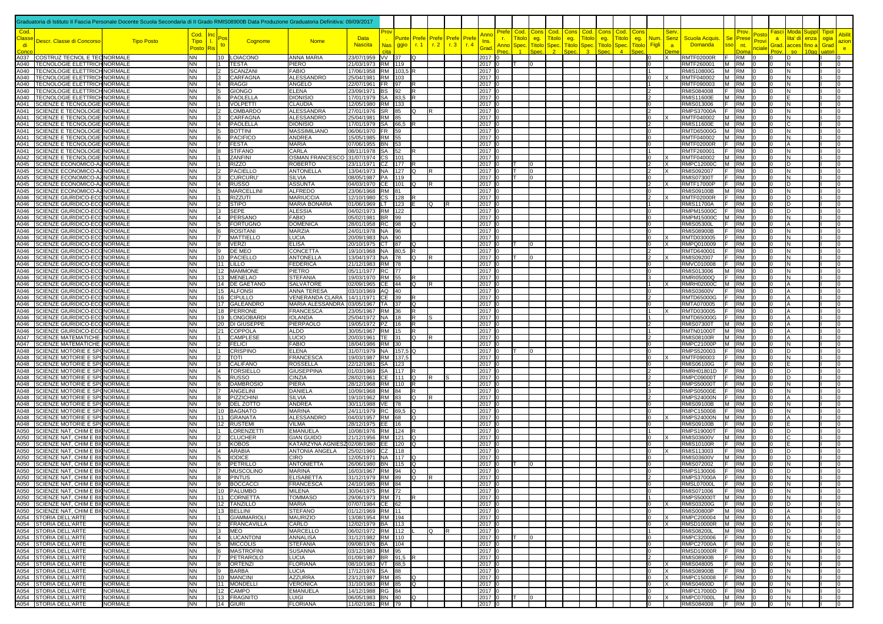Graduatoria di Istituto II Fascia Personale Docente Scuola Secondaria di II Grado RMIS08900B Data Produzione Graduatoria Definitiva: 09/09/2017

| Cod. Classe di Concorso | Descr. Classe di Concorso | Tipo Posto | Cod. Tipo Posto | Inc. / Ris | Pos to | Cognome | Nome | Data Nascita | Nas cita | Punteggio | Prefe r. 1 | Prefe r. 2 | Prefe r. 3 | Prefe r. 4 | Anno Ins. Grad. | Prefe r. Anno Prec. | Cod. Titolo Spec. 1 | Cons eg. Titolo Spec. | Cod. Titolo Spec. 2 | Cons eg. Titolo Spec. | Cod. Titolo Spec. 3 | Cons eg. Titolo Spec. | Cod. Titolo Spec. 4 | Cons eg. Titolo Spec. | Num. Figli | Serv. Senz a Deme | Scuola Acquis. Domanda | Sesso | Prov. Prese nt. Doma | Posto Provinciale | Fasci a Grad. Prov. | Moda lita' di acces so | Suppl enza fino a 10gg | Tipol ogia Grad uatori | Abilitazione |
|---|---|---|---|---|---|---|---|---|---|---|---|---|---|---|---|---|---|---|---|---|---|---|---|---|---|---|---|---|---|---|---|---|---|---|---|
| A037 | COSTRUZ TECNOL E TEC | NORMALE | | | 10 | LOIACONO | ANNA MARIA | 23/07/1959 | VV | 37 | Q | | | | 2017 | 0 | | | | | | | | | 0 | X | RMTF02000R | F | RM | 0 | 0 | D | | I | 0 |
| A040 | TECNOLOGIE ELETTRICH | NORMALE | NN | | 1 | TESTA | PIERO | 21/03/1973 | RM | 119 | | | | | 2017 | 0 | T | 0 | | | | | | | 0 | | RMTF260001 | M | RM | 0 | 0 | N | | I | 0 |
| A040 | TECNOLOGIE ELETTRICH | NORMALE | NN | | 2 | SCANZANI | FABIO | 17/06/1958 | RM | 103,5 | R | | | | 2017 | 0 | | | | | | | | | 0 | | RMIS10800G | M | RM | 0 | 0 | N | | I | 0 |
| A040 | TECNOLOGIE ELETTRICH | NORMALE | NN | | 3 | CARFAGNA | ALESSANDRO | 25/04/1981 | RM | 103 | | | | | 2017 | 0 | | | | | | | | | 0 | X | RMTF040002 | M | RM | 0 | 0 | N | | I | 0 |
| A040 | TECNOLOGIE ELETTRICH | NORMALE | NN | | 4 | RAGGI | ANGELO | 22/07/1961 | FR | 97 | R | | | | 2017 | 0 | | | | | | | | | 1 | | RMTF090003 | M | RM | 0 | 0 | N | | I | 0 |
| A040 | TECNOLOGIE ELETTRICH | NORMALE | NN | | 5 | GIONGO | ELENA | 23/09/1971 | BS | 92 | R | | | | 2017 | 0 | | | | | | | | | 2 | | RMIS084008 | F | RM | 0 | 0 | N | | I | 0 |
| A040 | TECNOLOGIE ELETTRICH | NORMALE | NN | | 6 | PAOLELLA | DIONISIO | 17/01/1979 | SA | 83,5 | R | | | | 2017 | 0 | | | | | | | | | 2 | | RMIS11600E | M | RM | 0 | 0 | E | | I | 0 |
| A041 | SCIENZE E TECNOLOGIE | NORMALE | NN | | 1 | VOLPETTI | CLAUDIA | 12/05/1980 | RM | 133 | | | | | 2017 | 0 | | | | | | | | | 0 | | RMIS013006 | F | RM | 0 | 0 | N | | I | 0 |
| A041 | SCIENZE E TECNOLOGIE | NORMALE | NN | | 2 | LOMBARDO | ALESSANDRA | 27/01/1976 | SR | 85 | Q | R | | | 2017 | 0 | | | | | | | | | 2 | | RMPS37000A | F | RM | 0 | 0 | N | | I | 0 |
| A041 | SCIENZE E TECNOLOGIE | NORMALE | NN | | 3 | CARFAGNA | ALESSANDRO | 25/04/1981 | RM | 85 | | | | | 2017 | 0 | | | | | | | | | 0 | X | RMTF040002 | M | RM | 0 | 0 | N | | I | 0 |
| A041 | SCIENZE E TECNOLOGIE | NORMALE | NN | | 4 | PAOLELLA | DIONISIO | 17/01/1979 | SA | 66,5 | R | | | | 2017 | 0 | | | | | | | | | 2 | | RMIS11600E | M | RM | 0 | 0 | C | | I | 0 |
| A041 | SCIENZE E TECNOLOGIE | NORMALE | NN | | 5 | BOTTINI | MASSIMILIANO | 06/06/1970 | FR | 59 | | | | | 2017 | 0 | | | | | | | | | 0 | | RMTD65000G | M | RM | 0 | 0 | N | | I | 0 |
| A041 | SCIENZE E TECNOLOGIE | NORMALE | NN | | 6 | PACIFICO | ANDREA | 15/05/1985 | RM | 55 | | | | | 2017 | 0 | | | | | | | | | 0 | | RMTF040002 | M | RM | 0 | 0 | N | | I | 0 |
| A041 | SCIENZE E TECNOLOGIE | NORMALE | NN | | 7 | FESTA | MARIA | 07/06/1955 | BN | 53 | | | | | 2017 | 0 | | | | | | | | | 0 | | RMTF02000R | F | RM | 0 | 0 | A | | I | 0 |
| A041 | SCIENZE E TECNOLOGIE | NORMALE | NN | | 8 | STIFANO | CARLA | 08/11/1978 | SA | 52 | R | | | | 2017 | 0 | | | | | | | | | 1 | | RMTF260001 | F | RM | 0 | 0 | N | | I | 0 |
| A042 | SCIENZE E TECNOLOGIE | NORMALE | NN | | 1 | ZANFINI | OSMAN FRANCESCO | 31/07/1974 | CS | 101 | | | | | 2017 | 0 | | | | | | | | | 0 | X | RMTF040002 | M | RM | 0 | 0 | N | | I | 0 |
| A045 | SCIENZE ECONOMICO-AZ | NORMALE | NN | | 1 | RIZZO | ROBERTO | 23/11/1971 | CZ | 177 | R | | | | 2017 | 0 | T | 0 | | | | | | | 2 | X | RMPC12000C | M | RM | 0 | 0 | D | | I | 0 |
| A045 | SCIENZE ECONOMICO-AZ | NORMALE | NN | | 2 | PACIELLO | ANTONELLA | 13/04/1973 | NA | 127 | Q | R | | | 2017 | 0 | T | 0 | | | | | | | 2 | X | RMIS092007 | F | RM | 0 | 0 | N | | I | 0 |
| A045 | SCIENZE ECONOMICO-AZ | NORMALE | NN | | 3 | CURCURU' | SILVIA | 08/05/1987 | PA | 119 | | | | | 2017 | 0 | T | 0 | | | | | | | 0 | | RMIS07300T | F | RM | 0 | 0 | N | | I | 0 |
| A045 | SCIENZE ECONOMICO-AZ | NORMALE | NN | | 4 | RUSSO | ASSUNTA | 04/03/1970 | CE | 101 | Q | R | | | 2017 | 0 | | | | | | | | | 2 | X | RMTF17000P | F | RM | 0 | 0 | D | | I | 0 |
| A045 | SCIENZE ECONOMICO-AZ | NORMALE | NN | | 5 | MARCELLINI | ALFREDO | 23/06/1968 | RM | 81 | | | | | 2017 | 0 | | | | | | | | | 0 | | RMIS09100B | M | RM | 0 | 0 | N | | I | 0 |
| A046 | SCIENZE GIURIDICO-ECO | NORMALE | NN | | 1 | RIZZUTI | MARIUCCIA | 12/10/1980 | CS | 128 | R | | | | 2017 | 0 | | | | | | | | | 2 | X | RMTF02000R | F | RM | 0 | 0 | D | | I | 0 |
| A046 | SCIENZE GIURIDICO-ECO | NORMALE | NN | | 2 | STIPO | MARIA BONARIA | 01/06/1969 | LT | 123 | E | Q | R | | 2017 | 0 | | | | | | | | | 1 | | RMIS11700A | F | RM | 0 | 0 | D | | I | 0 |
| A046 | SCIENZE GIURIDICO-ECO | NORMALE | NN | | 3 | SEPE | ALESSIA | 04/02/1973 | RM | 122 | | | | | 2017 | 0 | | | | | | | | | 0 | | RMPM15000C | F | RM | 0 | 0 | D | | I | 0 |
| A046 | SCIENZE GIURIDICO-ECO | NORMALE | NN | | 4 | PERSANO | FABIO | 05/02/1981 | BR | 99 | | | | | 2017 | 0 | | | | | | | | | 0 | | RMPM15000C | M | RM | 0 | 0 | N | | I | 0 |
| A046 | SCIENZE GIURIDICO-ECO | NORMALE | NN | | 5 | FORTUGNO | DOMENICA | 28/01/1958 | RC | 98 | Q | | | | 2017 | 0 | | | | | | | | | 0 | | RMIS05300L | F | RM | 0 | 0 | A | | I | 0 |
| A046 | SCIENZE GIURIDICO-ECO | NORMALE | NN | | 6 | ROSITANI | MARZIA | 24/01/1978 | NA | 96 | | | | | 2017 | 0 | | | | | | | | | 0 | | RMIS08900B | F | RM | 0 | 0 | N | | I | 0 |
| A046 | SCIENZE GIURIDICO-ECO | NORMALE | NN | | 7 | MATTIELLO | LUCIA | 20/09/1983 | NA | 90 | | | | | 2017 | 0 | | | | | | | | | 0 | X | RMTD030005 | F | RM | 0 | 0 | N | | I | 0 |
| A046 | SCIENZE GIURIDICO-ECO | NORMALE | NN | | 8 | VERZI | ELISA | 20/10/1975 | CT | 87 | Q | | | | 2017 | 0 | T | 0 | | | | | | | 0 | X | RMPQ010009 | F | RM | 0 | 0 | N | | I | 0 |
| A046 | SCIENZE GIURIDICO-ECO | NORMALE | NN | | 9 | DE MEO | CONCETTA | 19/10/1968 | NA | 80,5 | R | | | | 2017 | 0 | | | | | | | | | 2 | | RMTD640001 | F | RM | 0 | 0 | N | | I | 0 |
| A046 | SCIENZE GIURIDICO-ECO | NORMALE | NN | | 10 | PACIELLO | ANTONELLA | 13/04/1973 | NA | 78 | Q | R | | | 2017 | 0 | T | 0 | | | | | | | 2 | X | RMIS092007 | F | RM | 0 | 0 | N | | I | 0 |
| A046 | SCIENZE GIURIDICO-ECO | NORMALE | NN | | 11 | LILLO | FEDERICA | 21/12/1983 | RM | 78 | | | | | 2017 | 0 | | | | | | | | | 0 | | RMVC010008 | F | RM | 0 | 0 | N | | I | 0 |
| A046 | SCIENZE GIURIDICO-ECO | NORMALE | NN | | 12 | MAMMONE | PIETRO | 05/11/1977 | RC | 77 | | | | | 2017 | 0 | | | | | | | | | 0 | | RMIS013006 | M | RM | 0 | 0 | N | | I | 0 |
| A046 | SCIENZE GIURIDICO-ECO | NORMALE | NN | | 13 | MENELAO | STEFANIA | 19/03/1970 | RM | 55 | R | | | | 2017 | 0 | | | | | | | | | 3 | | RMRI05000Q | F | RM | 0 | 0 | N | | I | 0 |
| A046 | SCIENZE GIURIDICO-ECO | NORMALE | NN | | 14 | DE GAETANO | SALVATORE | 02/09/1965 | CE | 44 | Q | R | | | 2017 | 0 | | | | | | | | | 1 | X | RMRH02000C | M | RM | 0 | 0 | A | | I | 0 |
| A046 | SCIENZE GIURIDICO-ECO | NORMALE | NN | | 15 | ALFONSI | ANNA TERESA | 03/10/1969 | AQ | 40 | | | | | 2017 | 0 | | | | | | | | | 0 | | RMIS03600V | F | RM | 0 | 0 | A | | I | 0 |
| A046 | SCIENZE GIURIDICO-ECO | NORMALE | NN | | 16 | CIPULLO | VENERANDA CLARA | 14/11/1971 | CE | 39 | R | | | | 2017 | 0 | | | | | | | | | 2 | | RMTD65000G | F | RM | 0 | 0 | A | | I | 0 |
| A046 | SCIENZE GIURIDICO-ECO | NORMALE | NN | | 17 | GALEANDRO | MARIA ALESSANDRA | 03/05/1967 | TA | 37 | Q | | | | 2017 | 0 | | | | | | | | | 0 | | RMTA070005 | F | RM | 0 | 0 | A | | I | 0 |
| A046 | SCIENZE GIURIDICO-ECO | NORMALE | NN | | 18 | PERRONE | FRANCESCA | 23/05/1967 | RM | 36 | R | | | | 2017 | 0 | | | | | | | | | 1 | X | RMTD030005 | F | RM | 0 | 0 | A | | I | 0 |
| A046 | SCIENZE GIURIDICO-ECO | NORMALE | NN | | 19 | LONGOBARDI | IOLANDA | 25/04/1972 | NA | 18 | R | S | | | 2017 | 0 | | | | | | | | | 1 | | RMTD65000G | F | RM | 0 | 0 | A | | I | 0 |
| A046 | SCIENZE GIURIDICO-ECO | NORMALE | NN | | 20 | DI GIUSEPPE | PIERPAOLO | 19/05/1972 | PZ | 16 | R | | | | 2017 | 0 | | | | | | | | | 2 | | RMIS07300T | M | RM | 0 | 0 | A | | I | 0 |
| A046 | SCIENZE GIURIDICO-ECO | NORMALE | NN | | 21 | COPPOLA | ALDO | 30/05/1967 | RM | 15 | R | | | | 2017 | 0 | | | | | | | | | 1 | | RMTN01000T | M | RM | 0 | 0 | A | | I | 0 |
| A047 | SCIENZE MATEMATICHE | NORMALE | NN | | 1 | CAMPLESE | LUCIO | 20/03/1961 | TE | 31 | Q | R | | | 2017 | 0 | | | | | | | | | 2 | | RMIS08100R | M | RM | 0 | 0 | A | | I | 0 |
| A047 | SCIENZE MATEMATICHE | NORMALE | NN | | 2 | FELICI | FABIO | 18/04/1986 | RM | 30 | | | | | 2017 | 0 | | | | | | | | | 0 | | RMPC21000P | M | RM | 0 | 0 | N | | I | 0 |
| A048 | SCIENZE MOTORIE E SPO | NORMALE | NN | | 1 | CRISPINO | ELENA | 31/07/1979 | NA | 157,5 | Q | | | | 2017 | 0 | T | 0 | | | | | | | 0 | | RMPS520003 | F | RM | 0 | 0 | D | | I | 0 |
| A048 | SCIENZE MOTORIE E SPO | NORMALE | NN | | 2 | TOTI | FRANCESCA | 19/03/1987 | RM | 137,5 | | | | | 2017 | 0 | | | | | | | | | 0 | X | RMTF090003 | F | RM | 0 | 0 | N | | I | 0 |
| A048 | SCIENZE MOTORIE E SPO | NORMALE | NN | | 3 | CALIFANO | ROSSELLA | 22/12/1981 | SA | 123 | | | | | 2017 | 0 | | | | | | | | | 0 | | RMIS06100G | F | RM | 0 | 0 | E | | I | 0 |
| A048 | SCIENZE MOTORIE E SPO | NORMALE | NN | | 4 | TORSIELLO | GIUSEPPINA | 01/03/1969 | SA | 117 | R | | | | 2017 | 0 | | | | | | | | | 2 | | RMRH01801D | F | RM | 0 | 0 | D | | I | 0 |
| A048 | SCIENZE MOTORIE E SPO | NORMALE | NN | | 5 | RUSSO | CINZIA | 28/02/1961 | CE | 111 | Q | R | S | | 2017 | 0 | | | | | | | | | 2 | | RMPC09000T | F | RM | 0 | 0 | D | | I | 0 |
| A048 | SCIENZE MOTORIE E SPO | NORMALE | NN | | 6 | DAMBROSIO | PIERA | 28/12/1968 | RM | 110 | R | | | | 2017 | 0 | | | | | | | | | 2 | | RMPS50000T | F | RM | 0 | 0 | N | | I | 0 |
| A048 | SCIENZE MOTORIE E SPO | NORMALE | NN | | 7 | ANGELINI | DANIELA | 10/09/1968 | RM | 84 | R | | | | 2017 | 0 | | | | | | | | | 3 | | RMPS05000E | F | RM | 0 | 0 | N | | I | 0 |
| A048 | SCIENZE MOTORIE E SPO | NORMALE | NN | | 8 | PIZZICHINI | SILVIA | 19/10/1962 | RM | 83 | Q | R | | | 2017 | 0 | | | | | | | | | 2 | | RMPS24000N | F | RM | 0 | 0 | A | | I | 0 |
| A048 | SCIENZE MOTORIE E SPO | NORMALE | NN | | 9 | DEL ZOTTO | ANDREA | 30/11/1988 | VE | 78 | | | | | 2017 | 0 | | | | | | | | | 0 | | RMIS09100B | M | RM | 0 | 0 | N | | I | 0 |
| A048 | SCIENZE MOTORIE E SPO | NORMALE | NN | | 10 | BAGNATO | MARINA | 24/11/1979 | RC | 69,5 | Q | | | | 2017 | 0 | | | | | | | | | 0 | | RMPC150008 | F | RM | 0 | 0 | N | | I | 0 |
| A048 | SCIENZE MOTORIE E SPO | NORMALE | NN | | 11 | GRANATA | ALESSANDRO | 04/03/1957 | RM | 68 | Q | | | | 2017 | 0 | | | | | | | | | 0 | X | RMPS24000N | M | RM | 0 | 0 | A | | I | 0 |
| A048 | SCIENZE MOTORIE E SPO | NORMALE | NN | | 12 | RUSTEMI | VILMA | 28/12/1975 | EE | 16 | | | | | 2017 | 0 | | | | | | | | | 0 | | RMIS09100B | F | RM | 0 | 0 | E | | I | 0 |
| A050 | SCIENZE NAT, CHIM E BIO | NORMALE | NN | | 1 | LORENZETTI | EMANUELA | 10/08/1976 | RM | 124 | R | | | | 2017 | 0 | | | | | | | | | 1 | | RMPS19000T | F | RM | 0 | 0 | D | | I | 0 |
| A050 | SCIENZE NAT, CHIM E BIO | NORMALE | NN | | 2 | CLUCHER | GIAN GUIDO | 21/12/1956 | RM | 121 | Q | | | | 2017 | 0 | | | | | | | | | 0 | X | RMIS03600V | M | RM | 0 | 0 | C | | I | 0 |
| A050 | SCIENZE NAT, CHIM E BIO | NORMALE | NN | | 3 | KOBOS | KATARZYNA AGNIESZ | 02/08/1980 | EE | 120 | Q | | | | 2017 | 0 | | | | | | | | | 0 | | RMIS10100R | F | RM | 0 | 0 | E | | I | 0 |
| A050 | SCIENZE NAT, CHIM E BIO | NORMALE | NN | | 4 | ARABIA | ANTONIA ANGELA | 25/02/1960 | CZ | 118 | | | | | 2017 | 0 | | | | | | | | | 0 | X | RMIS113003 | F | RM | 0 | 0 | D | | I | 0 |
| A050 | SCIENZE NAT, CHIM E BIO | NORMALE | NN | | 5 | IODICE | CIRO | 12/05/1971 | NA | 117 | Q | | | | 2017 | 0 | | | | | | | | | 0 | | RMIS03600V | M | RM | 0 | 0 | D | | I | 0 |
| A050 | SCIENZE NAT, CHIM E BIO | NORMALE | NN | | 6 | PETRILLO | ANTONIETTA | 26/06/1980 | BN | 115 | Q | | | | 2017 | 0 | T | 0 | | | | | | | 0 | | RMIS072002 | F | RM | 0 | 0 | N | | I | 0 |
| A050 | SCIENZE NAT, CHIM E BIO | NORMALE | NN | | 7 | MUSCOLINO | MARINA | 16/03/1967 | RM | 94 | Q | | | | 2017 | 0 | | | | | | | | | 0 | | RMPS130006 | F | RM | 0 | 0 | D | | I | 0 |
| A050 | SCIENZE NAT, CHIM E BIO | NORMALE | NN | | 8 | PINTUS | ELISABETTA | 31/12/1979 | RM | 89 | Q | R | | | 2017 | 0 | | | | | | | | | 2 | | RMPS37000A | F | RM | 0 | 0 | N | | I | 0 |
| A050 | SCIENZE NAT, CHIM E BIO | NORMALE | NN | | 9 | BOCCACCI | FRANCESCA | 24/10/1985 | RM | 84 | | | | | 2017 | 0 | | | | | | | | | 0 | | RMSL07000L | F | RM | 0 | 0 | N | | I | 0 |
| A050 | SCIENZE NAT, CHIM E BIO | NORMALE | NN | | 10 | PALUMBO | MILENA | 30/04/1975 | RM | 72 | | | | | 2017 | 0 | | | | | | | | | 0 | | RMIS071006 | F | RM | 0 | 0 | N | | I | 0 |
| A050 | SCIENZE NAT, CHIM E BIO | NORMALE | NN | | 11 | CORNETTA | TOMMASO | 29/06/1973 | RM | 71 | R | | | | 2017 | 0 | | | | | | | | | 1 | | RMPS50000T | M | RM | 0 | 0 | N | | I | 0 |
| A050 | SCIENZE NAT, CHIM E BIO | NORMALE | NN | | 12 | TANZILLO | MARIA | 07/07/1984 | CE | 62 | | | | | 2017 | 0 | | | | | | | | | 0 | X | RMIS03200G | F | RM | 0 | 0 | D | | I | 0 |
| A050 | SCIENZE NAT, CHIM E BIO | NORMALE | NN | | 13 | BELLINI | STEFANO | 01/12/1969 | RM | 11 | | | | | 2017 | 0 | | | | | | | | | 0 | | RMIS00800P | M | RM | 0 | 0 | A | | I | 0 |
| A054 | STORIA DELL'ARTE | NORMALE | NN | | 1 | GIAMMARIOLI | MAURIZIO | 13/08/1954 | RM | 194 | | | | | 2017 | 0 | | | | | | | | | 0 | X | RMPC200004 | M | RM | 0 | 0 | A | | I | 0 |
| A054 | STORIA DELL'ARTE | NORMALE | NN | | 2 | FRANCAVILLA | CARLO | 12/02/1979 | BA | 113 | | | | | 2017 | 0 | | | | | | | | | 0 | X | RMSD10000R | M | RM | 0 | 0 | N | | I | 0 |
| A054 | STORIA DELL'ARTE | NORMALE | NN | | 3 | MEO | MARCELLO | 06/02/1972 | RM | 112 | L | Q | R | | 2017 | 0 | | | | | | | | | 1 | | RMIS08200L | M | RM | 0 | 0 | D | | I | 0 |
| A054 | STORIA DELL'ARTE | NORMALE | NN | | 4 | LUCANTONI | ANNALISA | 31/12/1982 | RM | 110 | | | | | 2017 | 0 | T | 0 | | | | | | | 0 | | RMPC320006 | F | RM | 0 | 0 | N | | I | 0 |
| A054 | STORIA DELL'ARTE | NORMALE | NN | | 5 | MICCOLIS | STEFANIA | 09/08/1976 | BA | 104 | | | | | 2017 | 0 | | | | | | | | | 0 | | RMPC27000A | F | RM | 0 | 0 | E | | I | 0 |
| A054 | STORIA DELL'ARTE | NORMALE | NN | | 6 | MASTROFINI | SUSANNA | 03/12/1983 | RM | 95 | | | | | 2017 | 0 | | | | | | | | | 0 | | RMSD10000R | F | RM | 0 | 0 | N | | I | 0 |
| A054 | STORIA DELL'ARTE | NORMALE | NN | | 7 | PETRAROLO | LUCIA | 01/09/1987 | BR | 91,5 | R | | | | 2017 | 0 | | | | | | | | | 2 | | RMIS08900B | F | RM | 0 | 0 | N | | I | 0 |
| A054 | STORIA DELL'ARTE | NORMALE | NN | | 8 | ORTENZI | FLORIANA | 08/10/1983 | VT | 88,5 | | | | | 2017 | 0 | | | | | | | | | 0 | X | RMIS048005 | F | RM | 0 | 0 | N | | I | 0 |
| A054 | STORIA DELL'ARTE | NORMALE | NN | | 9 | BARBA | LUCIA | 17/12/1976 | SA | 88 | | | | | 2017 | 0 | | | | | | | | | 0 | X | RMIS08900B | F | RM | 0 | 0 | N | | I | 0 |
| A054 | STORIA DELL'ARTE | NORMALE | NN | | 10 | MANCINI | AZZURRA | 23/12/1987 | RM | 85 | Q | | | | 2017 | 0 | | | | | | | | | 0 | X | RMPC150008 | F | RM | 0 | 0 | N | | I | 0 |
| A054 | STORIA DELL'ARTE | NORMALE | NN | | 11 | MONDELLI | VERONICA | 31/10/1983 | RM | 85 | Q | | | | 2017 | 0 | | | | | | | | | 0 | X | RMIS04600D | F | RM | 0 | 0 | N | | I | 0 |
| A054 | STORIA DELL'ARTE | NORMALE | NN | | 12 | CAMPO | EMANUELA | 14/12/1988 | RG | 84 | | | | | 2017 | 0 | | | | | | | | | 0 | | RMPC17000D | F | RM | 0 | 0 | N | | I | 0 |
| A054 | STORIA DELL'ARTE | NORMALE | NN | | 13 | FRAGNITO | LUIGI | 06/05/1983 | BN | 80 | Q | | | | 2017 | 0 | T | 0 | | | | | | | 0 | X | RMPC07000L | M | RM | 0 | 0 | N | | I | 0 |
| A054 | STORIA DELL'ARTE | NORMALE | NN | | 14 | GIURI | FLORIANA | 11/02/1981 | RM | 79 | | | | | 2017 | 0 | | | | | | | | | 0 | | RMIS084008 | F | RM | 0 | 0 | N | | I | 0 |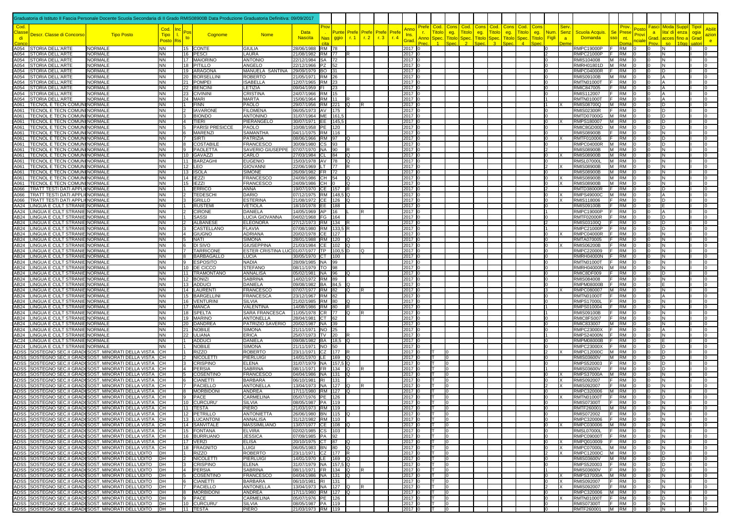Graduatoria di Istituto II Fascia Personale Docente Scuola Secondaria di II Grado RMIS08900B Data Produzione Graduatoria Definitiva: 09/09/2017

| Cod. Classe di Concorso | Descr. Classe di Concorso | Tipo Posto | Cod. Tipo Posto | Inc. Ris | Posto | Cognome | Nome | Data Nascita | Prov. Nascita | Punteggio | Prefer. 1 | Prefer. 2 | Prefer. 3 | Prefer. 4 | Anno Ins. Grad. | Prefer. Anno Prec. | Cod. Titolo Spec. 1 | Cons. eg. Titolo Spec. 1 | Cod. Titolo Spec. 2 | Cons. eg. Titolo Spec. 2 | Cod. Titolo Spec. 3 | Cons. eg. Titolo Spec. 3 | Cod. Titolo Spec. 4 | Cons. eg. Titolo Spec. 4 | Num. Figli | Serv. Senza Demerito | Scuola Acquis. Domanda | Sesso | Prov. Present. Domanda | Posto Provinciale | Fasci Grad. Prov. | Modalità accesso | Supplenza fino a 10gg | Tipologia Graduatoria | Abilitazione |
|---|---|---|---|---|---|---|---|---|---|---|---|---|---|---|---|---|---|---|---|---|---|---|---|---|---|---|---|---|---|---|---|---|---|---|---|
| A054 | STORIA DELL'ARTE | NORMALE | NN | | 15 | CONTE | GIULIA | 28/06/1988 | RM | 78 | | | | | 2017 | 0 | | | | | | | | | 0 | | RMPC19000P | F | RM | 0 | 0 | N | | I | 0 |
| A054 | STORIA DELL'ARTE | NORMALE | NN | | 16 | PESCI | LAURA | 21/08/1982 | RM | 77 | R | | | | 2017 | 0 | | | | | | | | | 2 | | RMPC21000P | F | RM | 0 | 0 | N | | I | 0 |
| A054 | STORIA DELL'ARTE | NORMALE | NN | | 17 | MAIORINO | ANTONIO | 22/12/1984 | SA | 72 | | | | | 2017 | 0 | | | | | | | | | 0 | | RMIS104008 | M | RM | 0 | 0 | N | | I | 0 |
| A054 | STORIA DELL'ARTE | NORMALE | NN | | 18 | PITILLO | ANGELO | 22/12/1966 | PZ | 52 | | | | | 2017 | 0 | | | | | | | | | 0 | | RMRH01801D | M | RM | 0 | 0 | N | | I | 0 |
| A054 | STORIA DELL'ARTE | NORMALE | NN | | 19 | ARAGONA | MANUELA SANTINA | 29/09/1979 | BO | 31 | | | | | 2017 | 0 | | | | | | | | | 0 | | RMPC04000R | F | RM | 0 | 0 | D | | I | 0 |
| A054 | STORIA DELL'ARTE | NORMALE | NN | | 20 | BORSELLINI | ROBERTO | 21/05/1971 | RM | 26 | | | | | 2017 | 0 | | | | | | | | | 0 | | RMIS09100B | M | RM | 0 | 0 | A | | I | 0 |
| A054 | STORIA DELL'ARTE | NORMALE | NN | | 21 | POMPEI | ISABELLA | 12/07/1965 | RM | 23 | | | | | 2017 | 0 | | | | | | | | | 0 | | RMTN01000T | F | RM | 0 | 0 | A | | I | 0 |
| A054 | STORIA DELL'ARTE | NORMALE | NN | | 22 | BENCINI | LETIZIA | 09/04/1959 | FI | 23 | | | | | 2017 | 0 | | | | | | | | | 0 | | RMIC847005 | F | RM | 0 | 0 | A | | I | 0 |
| A054 | STORIA DELL'ARTE | NORMALE | NN | | 23 | CIVININI | CRISTINA | 24/07/1966 | RM | 15 | | | | | 2017 | 0 | | | | | | | | | 0 | | RMIS112007 | F | RM | 0 | 0 | A | | I | 0 |
| A054 | STORIA DELL'ARTE | NORMALE | NN | | 24 | MARI | MARTA | 15/06/1964 | RM | 11 | R | | | | 2017 | 0 | | | | | | | | | 1 | | RMTN01000T | F | RM | 0 | 0 | A | | I | 0 |
| A061 | TECNOL E TECN COMUNI | NORMALE | NN | | 1 | FINN | PAOLO | 29/07/1956 | RM | 221 | Q | R | | | 2017 | 0 | | | | | | | | | 1 | X | RMIS08700Q | M | RM | 0 | 0 | D | | I | 0 |
| A061 | TECNOL E TECN COMUNI | NORMALE | NN | | 2 | IAVARONE | FILOMENA | 06/05/1973 | AV | 175 | | | | | 2017 | 0 | | | | | | | | | 0 | | RMIS02300R | F | RM | 0 | 0 | D | | I | 0 |
| A061 | TECNOL E TECN COMUNI | NORMALE | NN | | 3 | BIONDO | ANTONINO | 31/07/1964 | ME | 161,5 | | | | | 2017 | 0 | | | | | | | | | 0 | | RMTD07000G | M | RM | 0 | 0 | D | | I | 0 |
| A061 | TECNOL E TECN COMUNI | NORMALE | NN | | 4 | TIERI | PIERANGELO | 30/07/1971 | EE | 145,5 | | | | | 2017 | 0 | | | | | | | | | 0 | X | RMPS180007 | M | RM | 0 | 0 | D | | I | 0 |
| A061 | TECNOL E TECN COMUNI | NORMALE | NN | | 5 | PARISI PRESICCE | PAOLO | 10/08/1958 | PE | 120 | | | | | 2017 | 0 | | | | | | | | | 0 | | RMIC8GD00D | M | RM | 0 | 0 | D | | I | 0 |
| A061 | TECNOL E TECN COMUNI | NORMALE | NN | | 6 | MARENZI | SAMANTHA | 04/11/1975 | RM | 116 | | | | | 2017 | 0 | | | | | | | | | 0 | | RMIS08900B | F | RM | 0 | 0 | N | | I | 0 |
| A061 | TECNOL E TECN COMUNI | NORMALE | NN | | 7 | SIRTI | PATRIZIA | 08/06/1966 | RM | 97 | Q | | | | 2017 | 0 | | | | | | | | | 0 | X | RMTF010006 | F | RM | 0 | 0 | D | | I | 0 |
| A061 | TECNOL E TECN COMUNI | NORMALE | NN | | 8 | COSTABILE | FRANCESCO | 30/09/1980 | CS | 93 | | | | | 2017 | 0 | | | | | | | | | 0 | | RMPC04000R | M | RM | 0 | 0 | D | | I | 0 |
| A061 | TECNOL E TECN COMUNI | NORMALE | NN | | 9 | PAOLETTA | SAVERIO GIUSEPPE | 07/07/1970 | NA | 90 | R | | | | 2017 | 0 | | | | | | | | | 2 | | RMIS08900B | M | RM | 0 | 0 | N | | I | 0 |
| A061 | TECNOL E TECN COMUNI | NORMALE | NN | | 10 | GAVAZZI | CARLO | 27/03/1984 | CL | 84 | Q | | | | 2017 | 0 | | | | | | | | | 0 | X | RMIS08900B | M | RM | 0 | 0 | N | | I | 0 |
| A061 | TECNOL E TECN COMUNI | NORMALE | NN | | 11 | BARZAGHI | EUGENIO | 15/03/1978 | AV | 78 | Q | | | | 2017 | 0 | | | | | | | | | 0 | | RMSL07000L | M | RM | 0 | 0 | N | | I | 0 |
| A061 | TECNOL E TECN COMUNI | NORMALE | NN | | 12 | LEO | GIOVANNI | 22/06/1969 | LT | 77 | R | | | | 2017 | 0 | | | | | | | | | 2 | X | RMIS08900B | M | RM | 0 | 0 | N | | I | 0 |
| A061 | TECNOL E TECN COMUNI | NORMALE | NN | | 13 | ISOLA | SIMONE | 26/09/1982 | FR | 72 | | | | | 2017 | 0 | | | | | | | | | 0 | | RMIS08900B | M | RM | 0 | 0 | N | | I | 0 |
| A061 | TECNOL E TECN COMUNI | NORMALE | NN | | 14 | IEZZI | FRANCESCO | 24/09/1986 | CH | 54 | Q | | | | 2017 | 0 | | | | | | | | | 0 | X | RMIS08900B | M | RM | 0 | 0 | N | | I | 0 |
| A061 | TECNOL E TECN COMUNI | NORMALE | NN | | 15 | IEZZI | FRANCESCO | 24/09/1986 | CH | 0 | Q | | | | 2017 | 0 | | | | | | | | | 0 | X | RMIS08900B | M | RM | 0 | 0 | N | | I | 0 |
| A066 | TRATT TESTI DATI APPLI | NORMALE | NN | | 1 | ERRICO | ANNA | 19/07/1970 | CE | 157 | R | | | | 2017 | 0 | | | | | | | | | 2 | | RMTD38000R | F | RM | 0 | 0 | D | | I | 0 |
| A066 | TRATT TESTI DATI APPLI | NORMALE | NN | | 2 | TEDESCHI | DARIO | 07/12/1975 | RM | 148,5 | Q | | | | 2017 | 0 | | | | | | | | | 0 | X | RMPS49000C | M | RM | 0 | 0 | A | | I | 0 |
| A066 | TRATT TESTI DATI APPLI | NORMALE | NN | | 3 | GRILLO | ESTERINA | 21/08/1972 | CE | 126 | Q | | | | 2017 | 0 | | | | | | | | | 0 | X | RMIS118006 | F | RM | 0 | 0 | D | | I | 0 |
| AA24 | LINGUA E CULT STRANIE | NORMALE | NN | | 1 | RUSTEMI | VETIOLA | 18/10/1978 | EE | 188 | | | | | 2017 | 0 | | | | | | | | | 0 | | RMIS09100B | F | RM | 0 | 0 | E | | I | 0 |
| AA24 | LINGUA E CULT STRANIE | NORMALE | NN | | 2 | CIRONE | DANIELA | 14/05/1969 | AP | 16 | L | R | | | 2017 | 0 | | | | | | | | | 1 | | RMPC19000P | F | RM | 0 | 0 | A | | I | 0 |
| AB24 | LINGUA E CULT STRANIE | NORMALE | NN | | 1 | SASSI | LUCIA GIOVANNA | 04/02/1968 | FG | 164 | | | | | 2017 | 0 | | | | | | | | | 1 | | RMTF02000R | F | RM | 0 | 0 | D | | I | 0 |
| AB24 | LINGUA E CULT STRANIE | NORMALE | NN | | 2 | ALBANESE | ELEONORA | 27/12/1973 | RM | 134 | R | | | | 2017 | 0 | | | | | | | | | 2 | | RMIS03100Q | F | RM | 0 | 0 | D | | I | 0 |
| AB24 | LINGUA E CULT STRANIE | NORMALE | NN | | 3 | CASTELLANO | FLAVIA | 07/08/1980 | RM | 133,5 | R | | | | 2017 | 0 | | | | | | | | | 1 | | RMPC21000P | F | RM | 0 | 0 | D | | I | 0 |
| AB24 | LINGUA E CULT STRANIE | NORMALE | NN | | 4 | GIUGNO | ADRIANA | 20/02/1978 | CE | 127 | | | | | 2017 | 0 | | | | | | | | | 0 | X | RMPC04000R | F | RM | 0 | 0 | N | | I | 0 |
| AB24 | LINGUA E CULT STRANIE | NORMALE | NN | | 5 | NATI | SIMONA | 28/01/1988 | RM | 120 | Q | | | | 2017 | 0 | | | | | | | | | 0 | | RMTA070005 | F | RM | 0 | 0 | N | | I | 0 |
| AB24 | LINGUA E CULT STRANIE | NORMALE | NN | | 6 | DI SIVO | GIUSEPPINA | 21/03/1984 | CE | 102 | Q | | | | 2017 | 0 | | | | | | | | | 0 | X | RMIS06200B | F | RM | 0 | 0 | N | | I | 0 |
| AB24 | LINGUA E CULT STRANIE | NORMALE | NN | | 7 | TARRICONE | ESTER CRISTINA LUC | 01/07/1977 | TP | 100,5 | D | Q | | | 2017 | 0 | | | | | | | | | 0 | | RMPC220009 | F | RM | 0 | 0 | N | | I | 0 |
| AB24 | LINGUA E CULT STRANIE | NORMALE | NN | | 8 | BARBAGALLO | LUCIA | 30/05/1970 | CT | 100 | | | | | 2017 | 0 | | | | | | | | | 0 | | RMRH04000N | F | RM | 0 | 0 | N | | I | 0 |
| AB24 | LINGUA E CULT STRANIE | NORMALE | NN | | 9 | ESPOSITO | NADIA | 28/09/1985 | NA | 99 | | | | | 2017 | 0 | | | | | | | | | 0 | | RMTN01000T | F | RM | 0 | 0 | N | | I | 0 |
| AB24 | LINGUA E CULT STRANIE | NORMALE | NN | | 10 | DE CICCO | STEFANO | 08/11/1979 | TO | 98 | | | | | 2017 | 0 | | | | | | | | | 0 | | RMRH04000N | M | RM | 0 | 0 | N | | I | 0 |
| AB24 | LINGUA E CULT STRANIE | NORMALE | NN | | 11 | TRAMONTANO | ANNALISA | 05/02/1981 | NA | 96 | Q | | | | 2017 | 0 | | | | | | | | | 0 | | RMIC8DF009 | F | RM | 0 | 0 | D | | I | 0 |
| AB24 | LINGUA E CULT STRANIE | NORMALE | NN | | 12 | BONIZI | SABRINA | 14/02/1972 | RM | 89 | | | | | 2017 | 0 | | | | | | | | | 0 | | RMIS084008 | F | RM | 0 | 0 | N | | I | 0 |
| AB24 | LINGUA E CULT STRANIE | NORMALE | NN | | 13 | ADDUCI | DANIELA | 09/08/1982 | BA | 84,5 | Q | | | | 2017 | 0 | | | | | | | | | 0 | | RMPM08000B | F | RM | 0 | 0 | E | | I | 0 |
| AB24 | LINGUA E CULT STRANIE | NORMALE | NN | | 14 | LAURENTI | FRANCESCO | 07/07/1977 | RM | 82 | Q | R | | | 2017 | 0 | | | | | | | | | 3 | X | RMPC080007 | M | RM | 0 | 0 | N | | I | 0 |
| AB24 | LINGUA E CULT STRANIE | NORMALE | NN | | 15 | BARGELLINI | FRANCESCA | 23/12/1967 | RM | 82 | | | | | 2017 | 0 | | | | | | | | | 0 | | RMTN01000T | F | RM | 0 | 0 | A | | I | 0 |
| AB24 | LINGUA E CULT STRANIE | NORMALE | NN | | 16 | VENTURINI | SILVIA | 21/02/1985 | RM | 80 | Q | | | | 2017 | 0 | | | | | | | | | 0 | | RMPS17000L | F | RM | 0 | 0 | N | | I | 0 |
| AB24 | LINGUA E CULT STRANIE | NORMALE | NN | | 17 | MANCA | VALENTINA | 14/08/1986 | RM | 80 | R | | | | 2017 | 0 | | | | | | | | | 1 | | RMPS010004 | F | RM | 0 | 0 | N | | I | 0 |
| AB24 | LINGUA E CULT STRANIE | NORMALE | NN | | 18 | SPELTA | SARA FRANCESCA | 11/05/1978 | CR | 77 | Q | R | | | 2017 | 0 | | | | | | | | | 1 | | RMIS09100B | F | RM | 0 | 0 | N | | I | 0 |
| AB24 | LINGUA E CULT STRANIE | NORMALE | NN | | 19 | MARINO | ANTONELLA | 28/04/1981 | CT | 62 | | | | | 2017 | 0 | | | | | | | | | 0 | | RMIC8FS007 | F | RM | 0 | 0 | N | | I | 0 |
| AB24 | LINGUA E CULT STRANIE | NORMALE | NN | | 20 | DANDREA | PATRIZIO SAVERIO | 20/02/1987 | NA | 39 | | | | | 2017 | 0 | | | | | | | | | 0 | | RMIC833007 | M | RM | 0 | 0 | N | | I | 0 |
| AB24 | LINGUA E CULT STRANIE | NORMALE | NN | | 21 | NOBILE | SIMONA | 21/11/1971 | NO | 25 | | | | | 2017 | 0 | | | | | | | | | 0 | | RMPC23000X | F | RM | 0 | 0 | A | | I | 0 |
| AB24 | LINGUA E CULT STRANIE | NORMALE | NN | | 22 | ULIANA | ERICA | 25/07/1973 | TV | 20 | R | | | | 2017 | 0 | | | | | | | | | 1 | | RMPS24000N | F | RM | 0 | 0 | N | | I | 0 |
| AC24 | LINGUA E CULT STRANIE | NORMALE | NN | | 1 | ADDUCI | DANIELA | 09/08/1982 | BA | 18,5 | Q | | | | 2017 | 0 | | | | | | | | | 0 | | RMPM08000B | F | RM | 0 | 0 | E | | I | 0 |
| AD24 | LINGUA E CULT STRANIE | NORMALE | NN | | 1 | NOBILE | SIMONA | 21/11/1971 | NO | 50 | | | | | 2017 | 0 | | | | | | | | | 0 | | RMPC23000X | F | RM | 0 | 0 | D | | I | 0 |
| ADSS | SOSTEGNO SEC.II GRAD | SOST. MINORATI DELLA VISTA | CH | | 1 | RIZZO | ROBERTO | 23/11/1971 | CZ | 177 | R | | | | 2017 | 0 | T | 0 | | | | | | | 2 | X | RMPC12000C | M | RM | 0 | 0 | D | | I | 0 |
| ADSS | SOSTEGNO SEC.II GRAD | SOST. MINORATI DELLA VISTA | CH | | 2 | NICOLETTI | PIERLUIGI | 14/01/1970 | LE | 169 | Q | | | | 2017 | 0 | T | 0 | | | | | | | 0 | | RMIS03600V | M | RM | 0 | 0 | D | | I | 0 |
| ADSS | SOSTEGNO SEC.II GRAD | SOST. MINORATI DELLA VISTA | CH | | 3 | CRISPINO | ELENA | 31/07/1979 | NA | 157,5 | Q | | | | 2017 | 0 | T | 0 | | | | | | | 0 | | RMPS520003 | F | RM | 0 | 0 | D | | I | 0 |
| ADSS | SOSTEGNO SEC.II GRAD | SOST. MINORATI DELLA VISTA | CH | | 4 | PERSIA | SABRINA | 08/11/1971 | FR | 134 | Q | R | | | 2017 | 0 | T | 0 | | | | | | | 1 | | RMIS03600V | F | RM | 0 | 0 | D | | I | 0 |
| ADSS | SOSTEGNO SEC.II GRAD | SOST. MINORATI DELLA VISTA | CH | | 5 | COSENTINO | FRANCESCO | 04/04/1986 | NA | 131 | Q | | | | 2017 | 0 | T | 0 | | | | | | | 0 | X | RMPS37000A | M | RM | 0 | 0 | N | | I | 0 |
| ADSS | SOSTEGNO SEC.II GRAD | SOST. MINORATI DELLA VISTA | CH | | 6 | CIANETTI | BARBARA | 06/10/1981 | RI | 131 | | | | | 2017 | 0 | T | 0 | | | | | | | 0 | X | RMIS092007 | F | RM | 0 | 0 | N | | I | 0 |
| ADSS | SOSTEGNO SEC.II GRAD | SOST. MINORATI DELLA VISTA | CH | | 7 | PACIELLO | ANTONELLA | 13/04/1973 | NA | 127 | Q | R | | | 2017 | 0 | T | 0 | | | | | | | 2 | X | RMIS092007 | F | RM | 0 | 0 | N | | I | 0 |
| ADSS | SOSTEGNO SEC.II GRAD | SOST. MINORATI DELLA VISTA | CH | | 8 | MORBIDONI | ANDREA | 17/11/1980 | RM | 127 | Q | | | | 2017 | 0 | T | 0 | | | | | | | 0 | | RMPC320006 | M | RM | 0 | 0 | N | | I | 0 |
| ADSS | SOSTEGNO SEC.II GRAD | SOST. MINORATI DELLA VISTA | CH | | 9 | PACE | CARMELINA | 05/07/1976 | PE | 126 | | | | | 2017 | 0 | T | 0 | | | | | | | 0 | X | RMTN01000T | F | RM | 0 | 0 | D | | I | 0 |
| ADSS | SOSTEGNO SEC.II GRAD | SOST. MINORATI DELLA VISTA | CH | | 10 | CURCURU' | SILVIA | 08/05/1987 | PA | 119 | | | | | 2017 | 0 | T | 0 | | | | | | | 0 | | RMIS07300T | F | RM | 0 | 0 | N | | I | 0 |
| ADSS | SOSTEGNO SEC.II GRAD | SOST. MINORATI DELLA VISTA | CH | | 11 | TESTA | PIERO | 21/03/1973 | RM | 119 | | | | | 2017 | 0 | T | 0 | | | | | | | 0 | | RMTF260001 | M | RM | 0 | 0 | N | | I | 0 |
| ADSS | SOSTEGNO SEC.II GRAD | SOST. MINORATI DELLA VISTA | CH | | 12 | PETRILLO | ANTONIETTA | 26/06/1980 | BN | 115 | Q | | | | 2017 | 0 | T | 0 | | | | | | | 0 | | RMIS072002 | F | RM | 0 | 0 | N | | I | 0 |
| ADSS | SOSTEGNO SEC.II GRAD | SOST. MINORATI DELLA VISTA | CH | | 13 | LUCANTONI | ANNALISA | 31/12/1982 | RM | 110 | | | | | 2017 | 0 | T | 0 | | | | | | | 0 | | RMPC320006 | F | RM | 0 | 0 | N | | I | 0 |
| ADSS | SOSTEGNO SEC.II GRAD | SOST. MINORATI DELLA VISTA | CH | | 14 | SANVITALE | MASSIMILIANO | 13/07/1977 | CE | 108 | Q | | | | 2017 | 0 | T | 0 | | | | | | | 0 | X | RMPC030006 | M | RM | 0 | 0 | N | | I | 0 |
| ADSS | SOSTEGNO SEC.II GRAD | SOST. MINORATI DELLA VISTA | CH | | 15 | FONTANA | ELVIRA | 02/02/1985 | CS | 103 | | | | | 2017 | 0 | T | 0 | | | | | | | 0 | | RMSL07000L | F | RM | 0 | 0 | N | | I | 0 |
| ADSS | SOSTEGNO SEC.II GRAD | SOST. MINORATI DELLA VISTA | CH | | 16 | BURRUANO | JESSICA | 07/09/1985 | PA | 92 | | | | | 2017 | 0 | T | 0 | | | | | | | 0 | | RMPC09000T | F | RM | 0 | 0 | N | | I | 0 |
| ADSS | SOSTEGNO SEC.II GRAD | SOST. MINORATI DELLA VISTA | CH | | 17 | VERZI | ELISA | 20/10/1975 | CT | 87 | Q | | | | 2017 | 0 | T | 0 | | | | | | | 0 | X | RMPQ010009 | F | RM | 0 | 0 | N | | I | 0 |
| ADSS | SOSTEGNO SEC.II GRAD | SOST. MINORATI DELLA VISTA | CH | | 18 | FRAGNITO | LUIGI | 06/05/1983 | BN | 80 | Q | | | | 2017 | 0 | T | 0 | | | | | | | 0 | X | RMPC07000L | M | RM | 0 | 0 | N | | I | 0 |
| ADSS | SOSTEGNO SEC.II GRAD | SOST. MINORATI DELL'UDITO | DH | | 1 | RIZZO | ROBERTO | 23/11/1971 | CZ | 177 | R | | | | 2017 | 0 | T | 0 | | | | | | | 2 | X | RMPC12000C | M | RM | 0 | 0 | D | | I | 0 |
| ADSS | SOSTEGNO SEC.II GRAD | SOST. MINORATI DELL'UDITO | DH | | 2 | NICOLETTI | PIERLUIGI | 14/01/1970 | LE | 169 | Q | | | | 2017 | 0 | T | 0 | | | | | | | 0 | | RMIS03600V | M | RM | 0 | 0 | D | | I | 0 |
| ADSS | SOSTEGNO SEC.II GRAD | SOST. MINORATI DELL'UDITO | DH | | 3 | CRISPINO | ELENA | 31/07/1979 | NA | 157,5 | Q | | | | 2017 | 0 | T | 0 | | | | | | | 0 | | RMPS520003 | F | RM | 0 | 0 | D | | I | 0 |
| ADSS | SOSTEGNO SEC.II GRAD | SOST. MINORATI DELL'UDITO | DH | | 4 | PERSIA | SABRINA | 08/11/1971 | FR | 134 | Q | R | | | 2017 | 0 | T | 0 | | | | | | | 1 | | RMIS03600V | F | RM | 0 | 0 | D | | I | 0 |
| ADSS | SOSTEGNO SEC.II GRAD | SOST. MINORATI DELL'UDITO | DH | | 5 | COSENTINO | FRANCESCO | 04/04/1986 | NA | 131 | Q | | | | 2017 | 0 | T | 0 | | | | | | | 0 | X | RMPS37000A | M | RM | 0 | 0 | N | | I | 0 |
| ADSS | SOSTEGNO SEC.II GRAD | SOST. MINORATI DELL'UDITO | DH | | 6 | CIANETTI | BARBARA | 06/10/1981 | RI | 131 | | | | | 2017 | 0 | T | 0 | | | | | | | 0 | X | RMIS092007 | F | RM | 0 | 0 | N | | I | 0 |
| ADSS | SOSTEGNO SEC.II GRAD | SOST. MINORATI DELL'UDITO | DH | | 7 | PACIELLO | ANTONELLA | 13/04/1973 | NA | 127 | Q | R | | | 2017 | 0 | T | 0 | | | | | | | 2 | X | RMIS092007 | F | RM | 0 | 0 | N | | I | 0 |
| ADSS | SOSTEGNO SEC.II GRAD | SOST. MINORATI DELL'UDITO | DH | | 8 | MORBIDONI | ANDREA | 17/11/1980 | RM | 127 | Q | | | | 2017 | 0 | T | 0 | | | | | | | 0 | | RMPC320006 | M | RM | 0 | 0 | N | | I | 0 |
| ADSS | SOSTEGNO SEC.II GRAD | SOST. MINORATI DELL'UDITO | DH | | 9 | PACE | CARMELINA | 05/07/1976 | PE | 126 | | | | | 2017 | 0 | T | 0 | | | | | | | 0 | X | RMTN01000T | F | RM | 0 | 0 | D | | I | 0 |
| ADSS | SOSTEGNO SEC.II GRAD | SOST. MINORATI DELL'UDITO | DH | | 10 | CURCURU' | SILVIA | 08/05/1987 | PA | 119 | | | | | 2017 | 0 | T | 0 | | | | | | | 0 | | RMIS07300T | F | RM | 0 | 0 | N | | I | 0 |
| ADSS | SOSTEGNO SEC.II GRAD | SOST. MINORATI DELL'UDITO | DH | | 11 | TESTA | PIERO | 21/03/1973 | RM | 119 | | | | | 2017 | 0 | T | 0 | | | | | | | 0 | | RMTF260001 | M | RM | 0 | 0 | N | | I | 0 |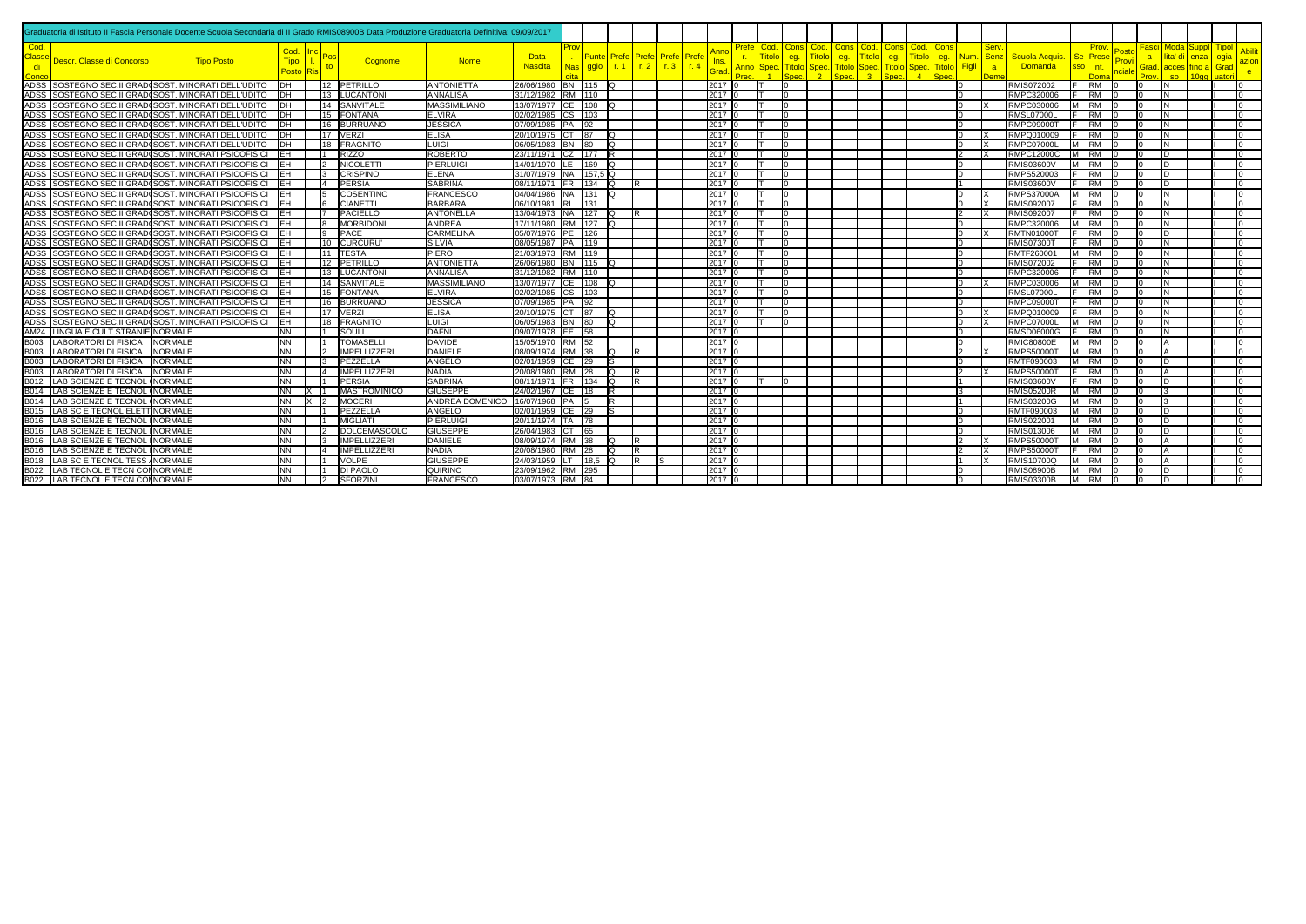Graduatoria di Istituto II Fascia Personale Docente Scuola Secondaria di II Grado RMIS08900B Data Produzione Graduatoria Definitiva: 09/09/2017

| Cod. Classe di Concorso | Descr. Classe di Concorso | Tipo Posto | Cod. Tipo Posto | Inc. Ris | Posto | Cognome | Nome | Data Nascita | Prov. Nascita | Punteggio | Prefer. 1 | Prefer. 2 | Prefer. 3 | Prefer. 4 | Anno Ins. Grad. | Prefer. Anno Prec. | Cod. Titolo Spec. 1 | Conseg. Titolo Spec. | Cod. Titolo Spec. 2 | Conseg. Titolo Spec. | Cod. Titolo Spec. 3 | Conseg. Titolo Spec. | Cod. Titolo Spec. 4 | Conseg. Titolo Spec. | Num. Figli | Serv. Senza Demerito | Scuola Acquis. Domanda | Sesso | Prov. Presentazione Domanda | Posto Provinciale | Fascia Grad. Prov. | Modalità di accesso | Suppl fino a 10gg | Tipologia Graduatori | Abilitazione |
|---|---|---|---|---|---|---|---|---|---|---|---|---|---|---|---|---|---|---|---|---|---|---|---|---|---|---|---|---|---|---|---|---|---|---|---|
| ADSS | SOSTEGNO SEC.II GRADO | SOST. MINORATI DELL'UDITO | DH | | 12 | PETRILLO | ANTONIETTA | 26/06/1980 | BN | 115 | Q | | | | 2017 | 0 | T | 0 | | | | | | | 0 | | RMIS072002 | F | RM | 0 | 0 | N | | I | 0 |
| ADSS | SOSTEGNO SEC.II GRADO | SOST. MINORATI DELL'UDITO | DH | | 13 | LUCANTONI | ANNALISA | 31/12/1982 | RM | 110 | | | | | 2017 | 0 | T | 0 | | | | | | | 0 | | RMPC320006 | F | RM | 0 | 0 | N | | I | 0 |
| ADSS | SOSTEGNO SEC.II GRADO | SOST. MINORATI DELL'UDITO | DH | | 14 | SANVITALE | MASSIMILIANO | 13/07/1977 | CE | 108 | Q | | | | 2017 | 0 | T | 0 | | | | | | | 0 | X | RMPC030006 | M | RM | 0 | 0 | N | | I | 0 |
| ADSS | SOSTEGNO SEC.II GRADO | SOST. MINORATI DELL'UDITO | DH | | 15 | FONTANA | ELVIRA | 02/02/1985 | CS | 103 | | | | | 2017 | 0 | T | 0 | | | | | | | 0 | | RMSL07000L | F | RM | 0 | 0 | N | | I | 0 |
| ADSS | SOSTEGNO SEC.II GRADO | SOST. MINORATI DELL'UDITO | DH | | 16 | BURRUANO | JESSICA | 07/09/1985 | PA | 92 | | | | | 2017 | 0 | T | 0 | | | | | | | 0 | | RMPC09000T | F | RM | 0 | 0 | N | | I | 0 |
| ADSS | SOSTEGNO SEC.II GRADO | SOST. MINORATI DELL'UDITO | DH | | 17 | VERZI | ELISA | 20/10/1975 | CT | 87 | Q | | | | 2017 | 0 | T | 0 | | | | | | | 0 | X | RMPQ010009 | F | RM | 0 | 0 | N | | I | 0 |
| ADSS | SOSTEGNO SEC.II GRADO | SOST. MINORATI DELL'UDITO | DH | | 18 | FRAGNITO | LUIGI | 06/05/1983 | BN | 80 | Q | | | | 2017 | 0 | T | 0 | | | | | | | 0 | X | RMPC07000L | M | RM | 0 | 0 | N | | I | 0 |
| ADSS | SOSTEGNO SEC.II GRADO | SOST. MINORATI PSICOFISICI | EH | | 1 | RIZZO | ROBERTO | 23/11/1971 | CZ | 177 | R | | | | 2017 | 0 | T | 0 | | | | | | | 2 | X | RMPC12000C | M | RM | 0 | 0 | D | | I | 0 |
| ADSS | SOSTEGNO SEC.II GRADO | SOST. MINORATI PSICOFISICI | EH | | 2 | NICOLETTI | PIERLUIGI | 14/01/1970 | LE | 169 | Q | | | | 2017 | 0 | T | 0 | | | | | | | 0 | | RMIS03600V | M | RM | 0 | 0 | D | | I | 0 |
| ADSS | SOSTEGNO SEC.II GRADO | SOST. MINORATI PSICOFISICI | EH | | 3 | CRISPINO | ELENA | 31/07/1979 | NA | 157,5 | Q | | | | 2017 | 0 | T | 0 | | | | | | | 0 | | RMPS520003 | F | RM | 0 | 0 | D | | I | 0 |
| ADSS | SOSTEGNO SEC.II GRADO | SOST. MINORATI PSICOFISICI | EH | | 4 | PERSIA | SABRINA | 08/11/1971 | FR | 134 | Q | R | | | 2017 | 0 | T | 0 | | | | | | | 1 | | RMIS03600V | F | RM | 0 | 0 | D | | I | 0 |
| ADSS | SOSTEGNO SEC.II GRADO | SOST. MINORATI PSICOFISICI | EH | | 5 | COSENTINO | FRANCESCO | 04/04/1986 | NA | 131 | Q | | | | 2017 | 0 | T | 0 | | | | | | | 0 | X | RMPS37000A | M | RM | 0 | 0 | N | | I | 0 |
| ADSS | SOSTEGNO SEC.II GRADO | SOST. MINORATI PSICOFISICI | EH | | 6 | CIANETTI | BARBARA | 06/10/1981 | RI | 131 | | | | | 2017 | 0 | T | 0 | | | | | | | 0 | X | RMIS092007 | F | RM | 0 | 0 | N | | I | 0 |
| ADSS | SOSTEGNO SEC.II GRADO | SOST. MINORATI PSICOFISICI | EH | | 7 | PACIELLO | ANTONELLA | 13/04/1973 | NA | 127 | Q | R | | | 2017 | 0 | T | 0 | | | | | | | 2 | X | RMIS092007 | F | RM | 0 | 0 | N | | I | 0 |
| ADSS | SOSTEGNO SEC.II GRADO | SOST. MINORATI PSICOFISICI | EH | | 8 | MORBIDONI | ANDREA | 17/11/1980 | RM | 127 | Q | | | | 2017 | 0 | T | 0 | | | | | | | 0 | | RMPC320006 | M | RM | 0 | 0 | N | | I | 0 |
| ADSS | SOSTEGNO SEC.II GRADO | SOST. MINORATI PSICOFISICI | EH | | 9 | PACE | CARMELINA | 05/07/1976 | PE | 126 | | | | | 2017 | 0 | T | 0 | | | | | | | 0 | X | RMTN01000T | F | RM | 0 | 0 | D | | I | 0 |
| ADSS | SOSTEGNO SEC.II GRADO | SOST. MINORATI PSICOFISICI | EH | | 10 | CURCURU' | SILVIA | 08/05/1987 | PA | 119 | | | | | 2017 | 0 | T | 0 | | | | | | | 0 | | RMIS07300T | F | RM | 0 | 0 | N | | I | 0 |
| ADSS | SOSTEGNO SEC.II GRADO | SOST. MINORATI PSICOFISICI | EH | | 11 | TESTA | PIERO | 21/03/1973 | RM | 119 | | | | | 2017 | 0 | T | 0 | | | | | | | 0 | | RMTF260001 | M | RM | 0 | 0 | N | | I | 0 |
| ADSS | SOSTEGNO SEC.II GRADO | SOST. MINORATI PSICOFISICI | EH | | 12 | PETRILLO | ANTONIETTA | 26/06/1980 | BN | 115 | Q | | | | 2017 | 0 | T | 0 | | | | | | | 0 | | RMIS072002 | F | RM | 0 | 0 | N | | I | 0 |
| ADSS | SOSTEGNO SEC.II GRADO | SOST. MINORATI PSICOFISICI | EH | | 13 | LUCANTONI | ANNALISA | 31/12/1982 | RM | 110 | | | | | 2017 | 0 | T | 0 | | | | | | | 0 | | RMPC320006 | F | RM | 0 | 0 | N | | I | 0 |
| ADSS | SOSTEGNO SEC.II GRADO | SOST. MINORATI PSICOFISICI | EH | | 14 | SANVITALE | MASSIMILIANO | 13/07/1977 | CE | 108 | Q | | | | 2017 | 0 | T | 0 | | | | | | | 0 | X | RMPC030006 | M | RM | 0 | 0 | N | | I | 0 |
| ADSS | SOSTEGNO SEC.II GRADO | SOST. MINORATI PSICOFISICI | EH | | 15 | FONTANA | ELVIRA | 02/02/1985 | CS | 103 | | | | | 2017 | 0 | T | 0 | | | | | | | 0 | | RMSL07000L | F | RM | 0 | 0 | N | | I | 0 |
| ADSS | SOSTEGNO SEC.II GRADO | SOST. MINORATI PSICOFISICI | EH | | 16 | BURRUANO | JESSICA | 07/09/1985 | PA | 92 | | | | | 2017 | 0 | T | 0 | | | | | | | 0 | | RMPC09000T | F | RM | 0 | 0 | N | | I | 0 |
| ADSS | SOSTEGNO SEC.II GRADO | SOST. MINORATI PSICOFISICI | EH | | 17 | VERZI | ELISA | 20/10/1975 | CT | 87 | Q | | | | 2017 | 0 | T | 0 | | | | | | | 0 | X | RMPQ010009 | F | RM | 0 | 0 | N | | I | 0 |
| ADSS | SOSTEGNO SEC.II GRADO | SOST. MINORATI PSICOFISICI | EH | | 18 | FRAGNITO | LUIGI | 06/05/1983 | BN | 80 | Q | | | | 2017 | 0 | T | 0 | | | | | | | 0 | X | RMPC07000L | M | RM | 0 | 0 | N | | I | 0 |
| AM24 | LINGUA E CULT STRANIE | NORMALE | NN | | 1 | SOULI | DAFNI | 09/07/1978 | EE | 58 | | | | | 2017 | 0 | | | | | | | | | 0 | | RMSD06000G | F | RM | 0 | 0 | N | | I | 0 |
| B003 | LABORATORI DI FISICA | NORMALE | NN | | 1 | TOMASELLI | DAVIDE | 15/05/1970 | RM | 52 | | | | | 2017 | 0 | | | | | | | | | 0 | | RMIC80800E | M | RM | 0 | 0 | A | | I | 0 |
| B003 | LABORATORI DI FISICA | NORMALE | NN | | 2 | IMPELLIZZERI | DANIELE | 08/09/1974 | RM | 38 | Q | R | | | 2017 | 0 | | | | | | | | | 2 | X | RMPS50000T | M | RM | 0 | 0 | A | | I | 0 |
| B003 | LABORATORI DI FISICA | NORMALE | NN | | 3 | PEZZELLA | ANGELO | 02/01/1959 | CE | 29 | S | | | | 2017 | 0 | | | | | | | | | 0 | | RMTF090003 | M | RM | 0 | 0 | D | | I | 0 |
| B003 | LABORATORI DI FISICA | NORMALE | NN | | 4 | IMPELLIZZERI | NADIA | 20/08/1980 | RM | 28 | Q | R | | | 2017 | 0 | | | | | | | | | 2 | X | RMPS50000T | F | RM | 0 | 0 | A | | I | 0 |
| B012 | LAB SCIENZE E TECNOL | NORMALE | NN | | 1 | PERSIA | SABRINA | 08/11/1971 | FR | 134 | Q | R | | | 2017 | 0 | T | 0 | | | | | | | 1 | | RMIS03600V | F | RM | 0 | 0 | D | | I | 0 |
| B014 | LAB SCIENZE E TECNOL | NORMALE | NN | X | 1 | MASTROMINICO | GIUSEPPE | 24/02/1967 | CE | 18 | R | | | | 2017 | 0 | | | | | | | | | 3 | | RMIS05200R | M | RM | 0 | 0 | 3 | | I | 0 |
| B014 | LAB SCIENZE E TECNOL | NORMALE | NN | X | 2 | MOCERI | ANDREA DOMENICO | 16/07/1968 | PA | 5 | R | | | | 2017 | 0 | | | | | | | | | 1 | | RMIS03200G | M | RM | 0 | 0 | 3 | | I | 0 |
| B015 | LAB SC E TECNOL ELETT | NORMALE | NN | | 1 | PEZZELLA | ANGELO | 02/01/1959 | CE | 29 | S | | | | 2017 | 0 | | | | | | | | | 0 | | RMTF090003 | M | RM | 0 | 0 | D | | I | 0 |
| B016 | LAB SCIENZE E TECNOL | NORMALE | NN | | 1 | MIGLIATI | PIERLUIGI | 20/11/1974 | TA | 78 | | | | | 2017 | 0 | | | | | | | | | 0 | | RMIS022001 | M | RM | 0 | 0 | D | | I | 0 |
| B016 | LAB SCIENZE E TECNOL | NORMALE | NN | | 2 | DOLCEMASCOLO | GIUSEPPE | 26/04/1983 | CT | 65 | | | | | 2017 | 0 | | | | | | | | | 0 | | RMIS013006 | M | RM | 0 | 0 | D | | I | 0 |
| B016 | LAB SCIENZE E TECNOL | NORMALE | NN | | 3 | IMPELLIZZERI | DANIELE | 08/09/1974 | RM | 38 | Q | R | | | 2017 | 0 | | | | | | | | | 2 | X | RMPS50000T | M | RM | 0 | 0 | A | | I | 0 |
| B016 | LAB SCIENZE E TECNOL | NORMALE | NN | | 4 | IMPELLIZZERI | NADIA | 20/08/1980 | RM | 28 | Q | R | | | 2017 | 0 | | | | | | | | | 2 | X | RMPS50000T | F | RM | 0 | 0 | A | | I | 0 |
| B018 | LAB SC E TECNOL TESS | NORMALE | NN | | 1 | VOLPE | GIUSEPPE | 24/03/1959 | LT | 18,5 | Q | R | S | | 2017 | 0 | | | | | | | | | 1 | X | RMIS10700Q | M | RM | 0 | 0 | A | | I | 0 |
| B022 | LAB TECNOL E TECN COM | NORMALE | NN | | 1 | DI PAOLO | QUIRINO | 23/09/1962 | RM | 295 | | | | | 2017 | 0 | | | | | | | | | 0 | | RMIS08900B | M | RM | 0 | 0 | D | | I | 0 |
| B022 | LAB TECNOL E TECN COM | NORMALE | NN | | 2 | SFORZINI | FRANCESCO | 03/07/1973 | RM | 84 | | | | | 2017 | 0 | | | | | | | | | 0 | | RMIS03300B | M | RM | 0 | 0 | D | | I | 0 |